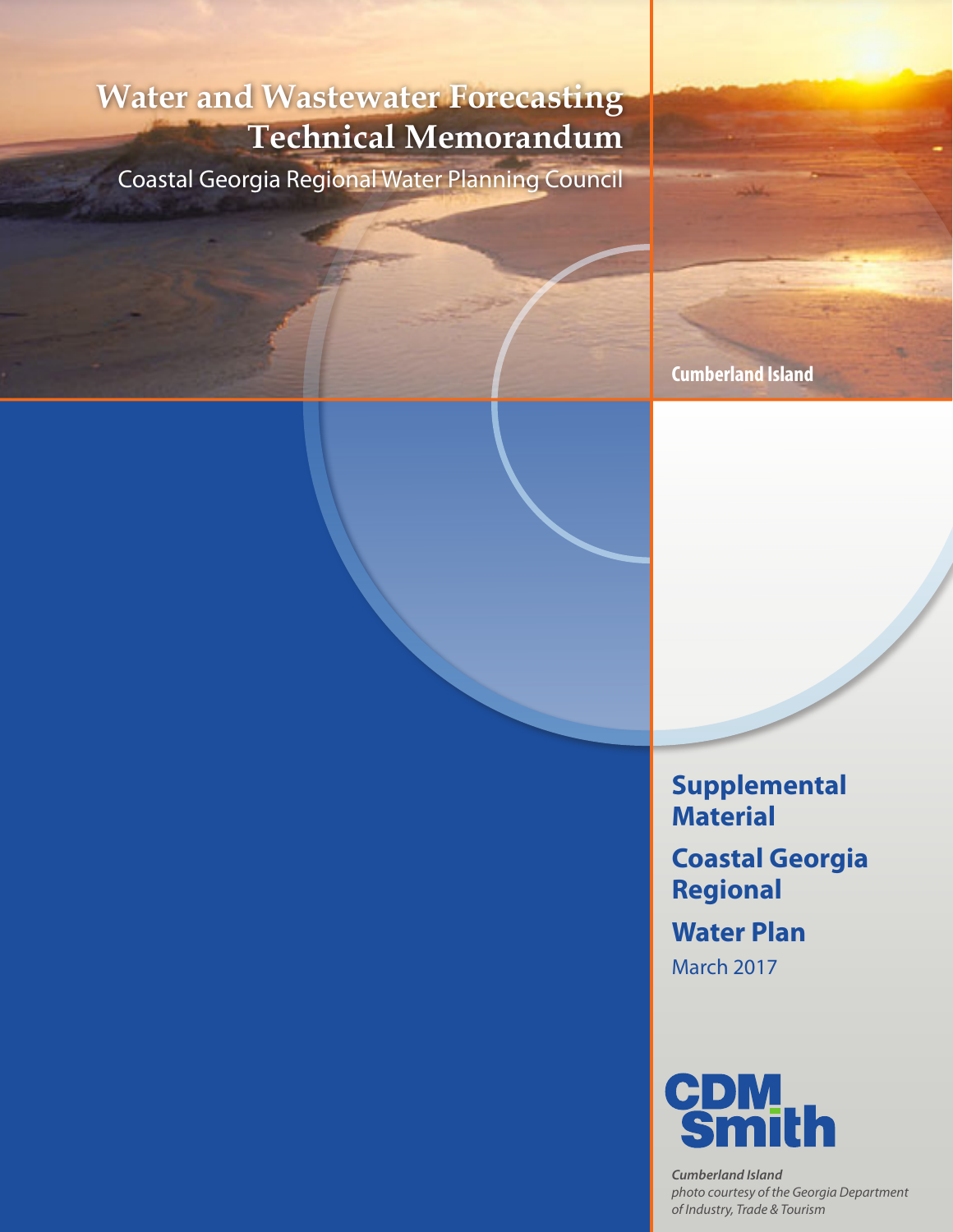# Water and Wastewater Forecasting Technical Memorandum

Coastal Georgia Regional Water Planning Council

Cumberland Island

**Supplemental Material**

**Coastal Georgia Regional**

**Water Plan**

March 2017

CDM Smith

*Cumberland Island*
*photo courtesy of the Georgia Department of Industry, Trade & Tourism*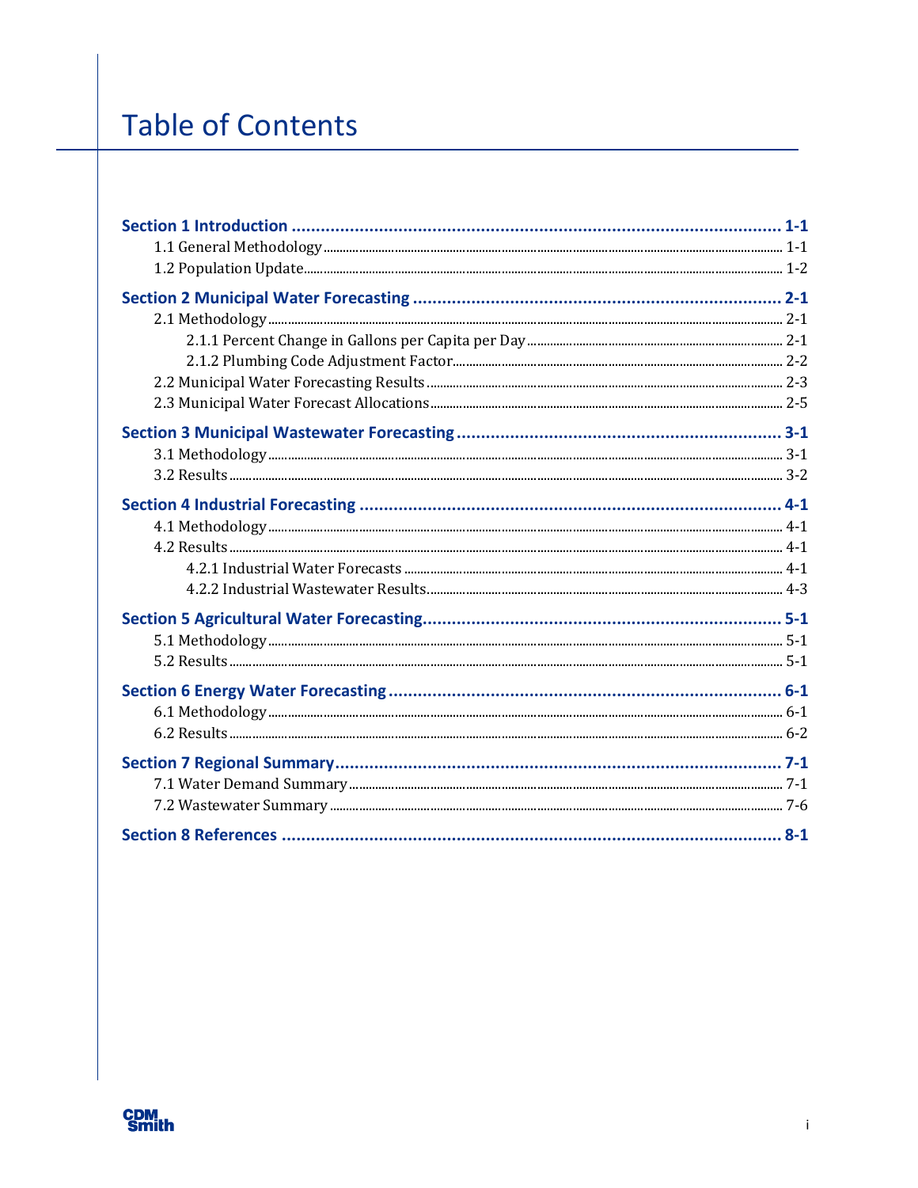# Table of Contents

**Section 1 Introduction** ..... 1-1
- 1.1 General Methodology ..... 1-1
- 1.2 Population Update ..... 1-2

**Section 2 Municipal Water Forecasting** ..... 2-1
- 2.1 Methodology ..... 2-1
  - 2.1.1 Percent Change in Gallons per Capita per Day ..... 2-1
  - 2.1.2 Plumbing Code Adjustment Factor ..... 2-2
- 2.2 Municipal Water Forecasting Results ..... 2-3
- 2.3 Municipal Water Forecast Allocations ..... 2-5

**Section 3 Municipal Wastewater Forecasting** ..... 3-1
- 3.1 Methodology ..... 3-1
- 3.2 Results ..... 3-2

**Section 4 Industrial Forecasting** ..... 4-1
- 4.1 Methodology ..... 4-1
- 4.2 Results ..... 4-1
  - 4.2.1 Industrial Water Forecasts ..... 4-1
  - 4.2.2 Industrial Wastewater Results ..... 4-3

**Section 5 Agricultural Water Forecasting** ..... 5-1
- 5.1 Methodology ..... 5-1
- 5.2 Results ..... 5-1

**Section 6 Energy Water Forecasting** ..... 6-1
- 6.1 Methodology ..... 6-1
- 6.2 Results ..... 6-2

**Section 7 Regional Summary** ..... 7-1
- 7.1 Water Demand Summary ..... 7-1
- 7.2 Wastewater Summary ..... 7-6

**Section 8 References** ..... 8-1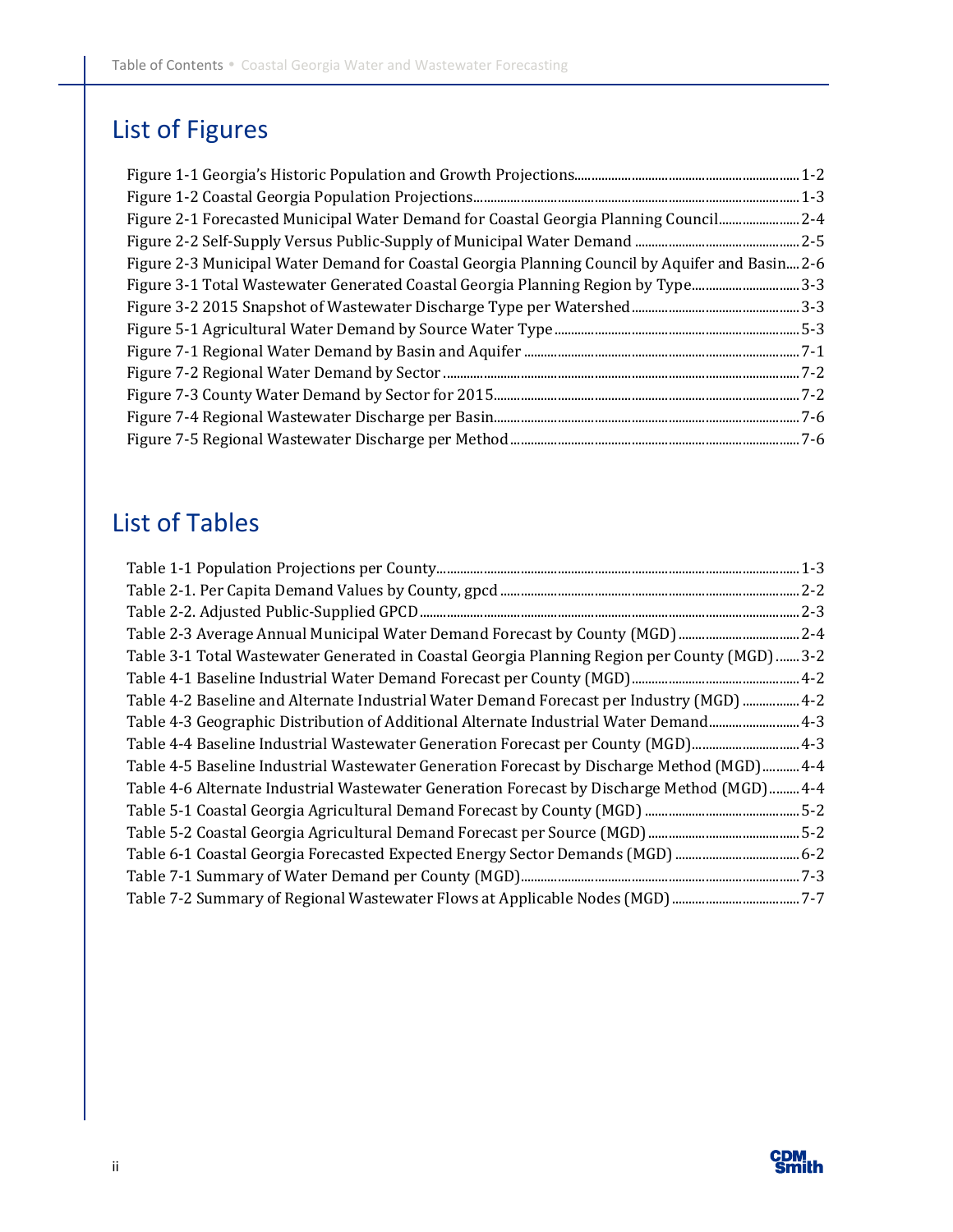## List of Figures

Figure 1-1 Georgia's Historic Population and Growth Projections.................................................................. 1-2
Figure 1-2 Coastal Georgia Population Projections............................................................................................... 1-3
Figure 2-1 Forecasted Municipal Water Demand for Coastal Georgia Planning Council........................ 2-4
Figure 2-2 Self-Supply Versus Public-Supply of Municipal Water Demand ................................................ 2-5
Figure 2-3 Municipal Water Demand for Coastal Georgia Planning Council by Aquifer and Basin.... 2-6
Figure 3-1 Total Wastewater Generated Coastal Georgia Planning Region by Type................................ 3-3
Figure 3-2 2015 Snapshot of Wastewater Discharge Type per Watershed................................................. 3-3
Figure 5-1 Agricultural Water Demand by Source Water Type........................................................................ 5-3
Figure 7-1 Regional Water Demand by Basin and Aquifer ................................................................................. 7-1
Figure 7-2 Regional Water Demand by Sector ......................................................................................................... 7-2
Figure 7-3 County Water Demand by Sector for 2015.......................................................................................... 7-2
Figure 7-4 Regional Wastewater Discharge per Basin.......................................................................................... 7-6
Figure 7-5 Regional Wastewater Discharge per Method...................................................................................... 7-6

## List of Tables

Table 1-1 Population Projections per County........................................................................................................... 1-3
Table 2-1. Per Capita Demand Values by County, gpcd ........................................................................................ 2-2
Table 2-2. Adjusted Public-Supplied GPCD.................................................................................................................. 2-3
Table 2-3 Average Annual Municipal Water Demand Forecast by County (MGD) .................................... 2-4
Table 3-1 Total Wastewater Generated in Coastal Georgia Planning Region per County (MGD) ....... 3-2
Table 4-1 Baseline Industrial Water Demand Forecast per County (MGD)................................................. 4-2
Table 4-2 Baseline and Alternate Industrial Water Demand Forecast per Industry (MGD) ................ 4-2
Table 4-3 Geographic Distribution of Additional Alternate Industrial Water Demand........................... 4-3
Table 4-4 Baseline Industrial Wastewater Generation Forecast per County (MGD)................................ 4-3
Table 4-5 Baseline Industrial Wastewater Generation Forecast by Discharge Method (MGD)........... 4-4
Table 4-6 Alternate Industrial Wastewater Generation Forecast by Discharge Method (MGD)......... 4-4
Table 5-1 Coastal Georgia Agricultural Demand Forecast by County (MGD) ............................................. 5-2
Table 5-2 Coastal Georgia Agricultural Demand Forecast per Source (MGD)............................................. 5-2
Table 6-1 Coastal Georgia Forecasted Expected Energy Sector Demands (MGD) ..................................... 6-2
Table 7-1 Summary of Water Demand per County (MGD)................................................................................... 7-3
Table 7-2 Summary of Regional Wastewater Flows at Applicable Nodes (MGD) ...................................... 7-7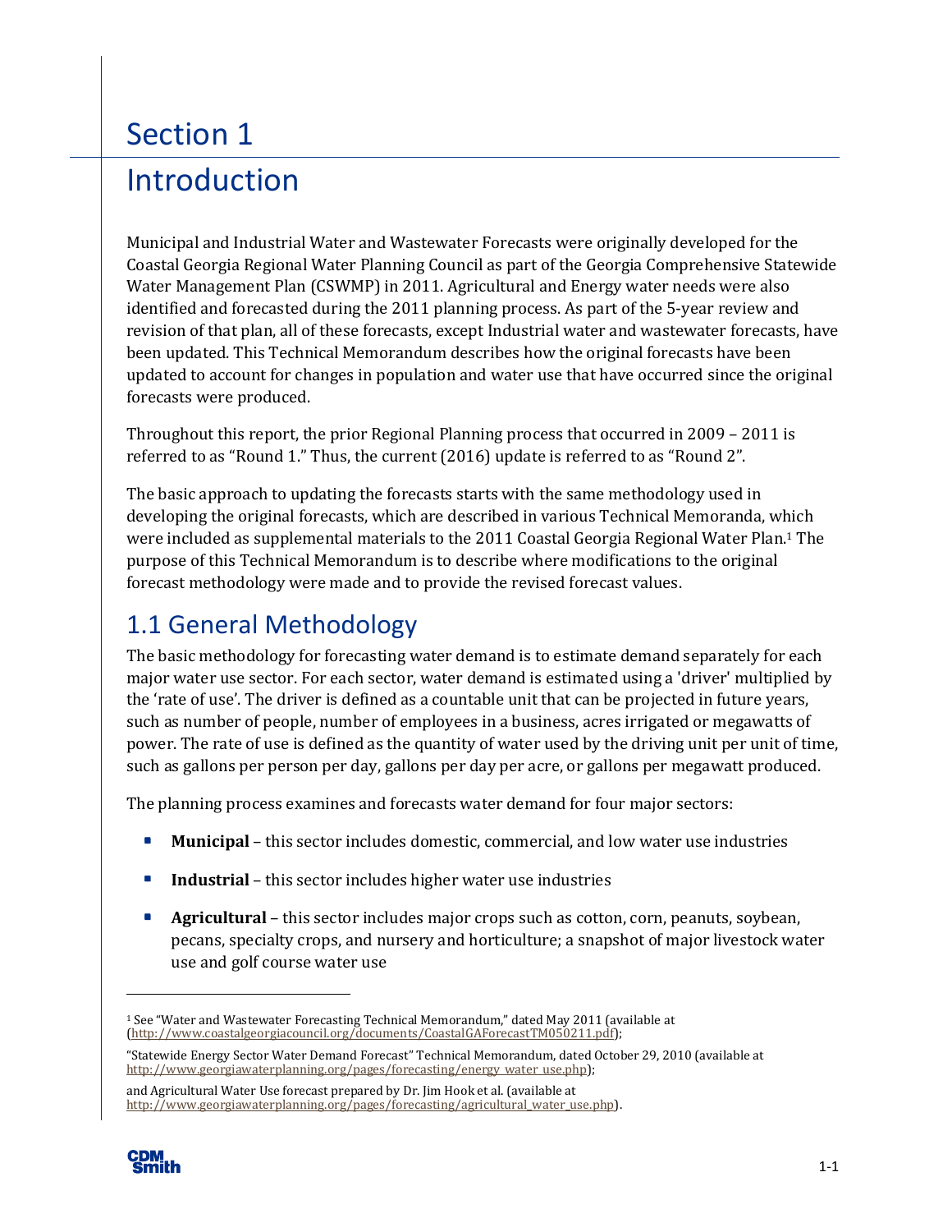# Section 1

# Introduction

Municipal and Industrial Water and Wastewater Forecasts were originally developed for the Coastal Georgia Regional Water Planning Council as part of the Georgia Comprehensive Statewide Water Management Plan (CSWMP) in 2011. Agricultural and Energy water needs were also identified and forecasted during the 2011 planning process. As part of the 5-year review and revision of that plan, all of these forecasts, except Industrial water and wastewater forecasts, have been updated. This Technical Memorandum describes how the original forecasts have been updated to account for changes in population and water use that have occurred since the original forecasts were produced.

Throughout this report, the prior Regional Planning process that occurred in 2009 – 2011 is referred to as "Round 1." Thus, the current (2016) update is referred to as "Round 2".

The basic approach to updating the forecasts starts with the same methodology used in developing the original forecasts, which are described in various Technical Memoranda, which were included as supplemental materials to the 2011 Coastal Georgia Regional Water Plan.[1] The purpose of this Technical Memorandum is to describe where modifications to the original forecast methodology were made and to provide the revised forecast values.

## 1.1 General Methodology

The basic methodology for forecasting water demand is to estimate demand separately for each major water use sector. For each sector, water demand is estimated using a 'driver' multiplied by the 'rate of use'. The driver is defined as a countable unit that can be projected in future years, such as number of people, number of employees in a business, acres irrigated or megawatts of power. The rate of use is defined as the quantity of water used by the driving unit per unit of time, such as gallons per person per day, gallons per day per acre, or gallons per megawatt produced.

The planning process examines and forecasts water demand for four major sectors:

- **Municipal** – this sector includes domestic, commercial, and low water use industries
- **Industrial** – this sector includes higher water use industries
- **Agricultural** – this sector includes major crops such as cotton, corn, peanuts, soybean, pecans, specialty crops, and nursery and horticulture; a snapshot of major livestock water use and golf course water use

---

[1] See "Water and Wastewater Forecasting Technical Memorandum," dated May 2011 (available at (http://www.coastalgeorgiacouncil.org/documents/CoastalGAForecastTM050211.pdf);

"Statewide Energy Sector Water Demand Forecast" Technical Memorandum, dated October 29, 2010 (available at http://www.georgiawaterplanning.org/pages/forecasting/energy_water_use.php);

and Agricultural Water Use forecast prepared by Dr. Jim Hook et al. (available at http://www.georgiawaterplanning.org/pages/forecasting/agricultural_water_use.php).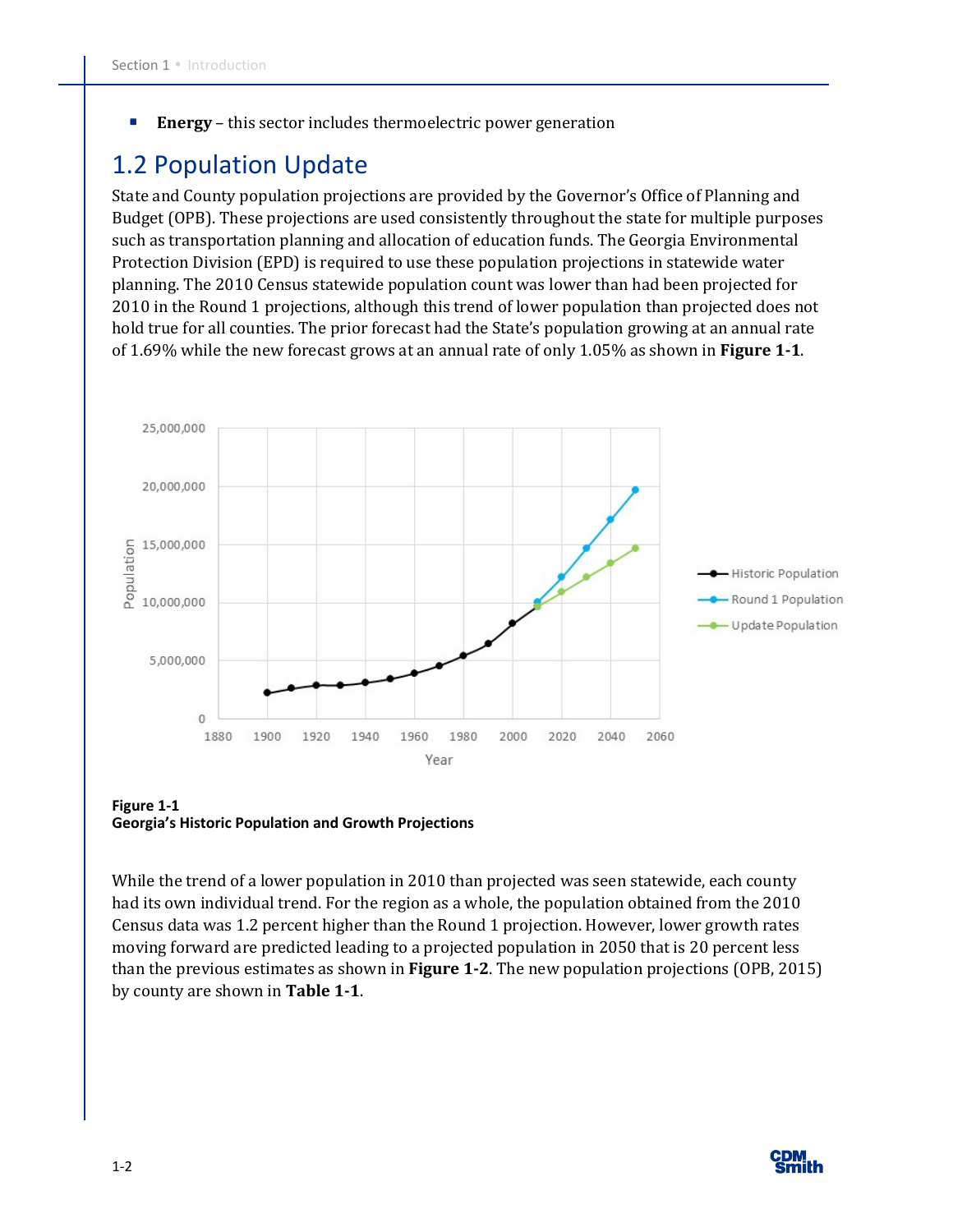- **Energy** – this sector includes thermoelectric power generation

## 1.2 Population Update

State and County population projections are provided by the Governor's Office of Planning and Budget (OPB). These projections are used consistently throughout the state for multiple purposes such as transportation planning and allocation of education funds. The Georgia Environmental Protection Division (EPD) is required to use these population projections in statewide water planning. The 2010 Census statewide population count was lower than had been projected for 2010 in the Round 1 projections, although this trend of lower population than projected does not hold true for all counties. The prior forecast had the State's population growing at an annual rate of 1.69% while the new forecast grows at an annual rate of only 1.05% as shown in **Figure 1-1**.

**Figure 1-1**
**Georgia's Historic Population and Growth Projections**

While the trend of a lower population in 2010 than projected was seen statewide, each county had its own individual trend. For the region as a whole, the population obtained from the 2010 Census data was 1.2 percent higher than the Round 1 projection. However, lower growth rates moving forward are predicted leading to a projected population in 2050 that is 20 percent less than the previous estimates as shown in **Figure 1-2**. The new population projections (OPB, 2015) by county are shown in **Table 1-1**.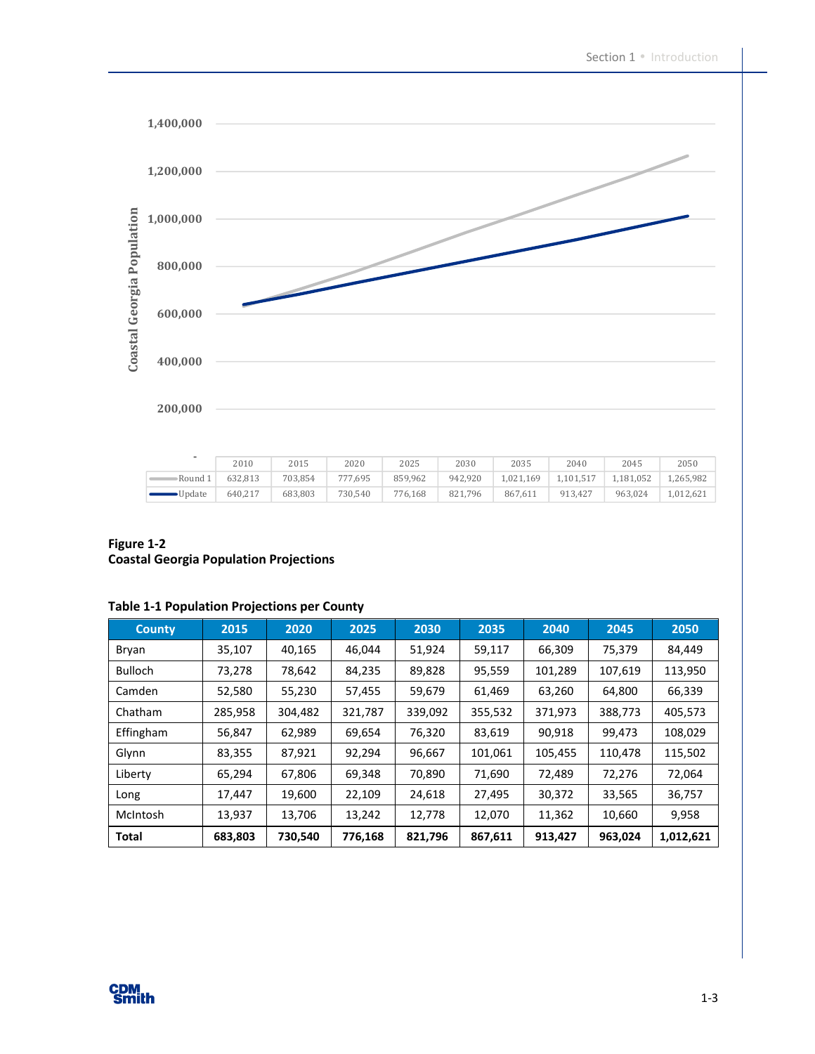| | 2010 | 2015 | 2020 | 2025 | 2030 | 2035 | 2040 | 2045 | 2050 |
|---|---|---|---|---|---|---|---|---|---|
| Round 1 | 632,813 | 703,854 | 777,695 | 859,962 | 942,920 | 1,021,169 | 1,101,517 | 1,181,052 | 1,265,982 |
| Update | 640,217 | 683,803 | 730,540 | 776,168 | 821,796 | 867,611 | 913,427 | 963,024 | 1,012,621 |

**Figure 1-2**
**Coastal Georgia Population Projections**

**Table 1-1 Population Projections per County**

| County | 2015 | 2020 | 2025 | 2030 | 2035 | 2040 | 2045 | 2050 |
|---|---|---|---|---|---|---|---|---|
| Bryan | 35,107 | 40,165 | 46,044 | 51,924 | 59,117 | 66,309 | 75,379 | 84,449 |
| Bulloch | 73,278 | 78,642 | 84,235 | 89,828 | 95,559 | 101,289 | 107,619 | 113,950 |
| Camden | 52,580 | 55,230 | 57,455 | 59,679 | 61,469 | 63,260 | 64,800 | 66,339 |
| Chatham | 285,958 | 304,482 | 321,787 | 339,092 | 355,532 | 371,973 | 388,773 | 405,573 |
| Effingham | 56,847 | 62,989 | 69,654 | 76,320 | 83,619 | 90,918 | 99,473 | 108,029 |
| Glynn | 83,355 | 87,921 | 92,294 | 96,667 | 101,061 | 105,455 | 110,478 | 115,502 |
| Liberty | 65,294 | 67,806 | 69,348 | 70,890 | 71,690 | 72,489 | 72,276 | 72,064 |
| Long | 17,447 | 19,600 | 22,109 | 24,618 | 27,495 | 30,372 | 33,565 | 36,757 |
| McIntosh | 13,937 | 13,706 | 13,242 | 12,778 | 12,070 | 11,362 | 10,660 | 9,958 |
| **Total** | **683,803** | **730,540** | **776,168** | **821,796** | **867,611** | **913,427** | **963,024** | **1,012,621** |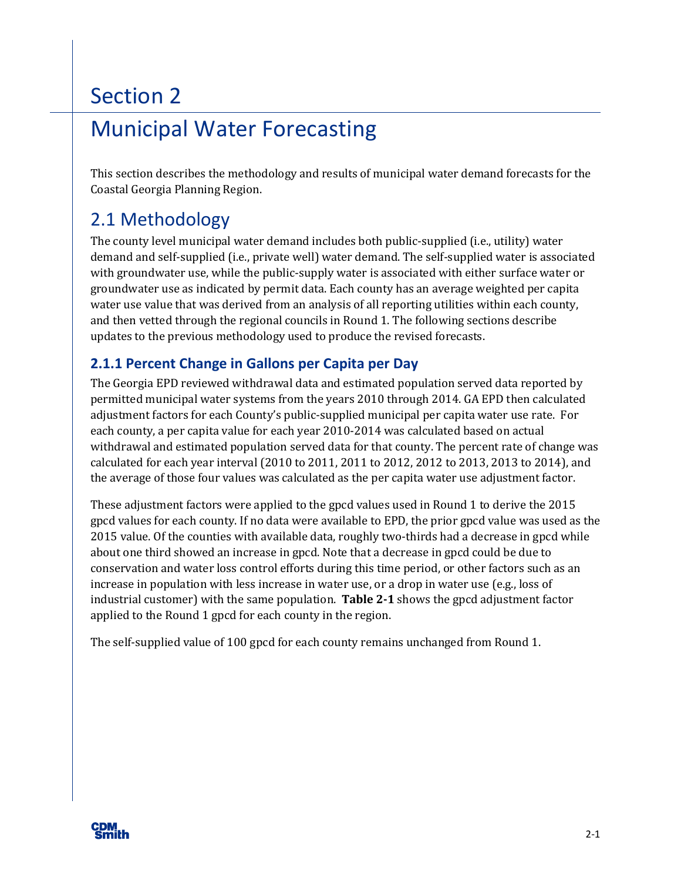# Section 2

# Municipal Water Forecasting

This section describes the methodology and results of municipal water demand forecasts for the Coastal Georgia Planning Region.

## 2.1 Methodology

The county level municipal water demand includes both public-supplied (i.e., utility) water demand and self-supplied (i.e., private well) water demand. The self-supplied water is associated with groundwater use, while the public-supply water is associated with either surface water or groundwater use as indicated by permit data. Each county has an average weighted per capita water use value that was derived from an analysis of all reporting utilities within each county, and then vetted through the regional councils in Round 1. The following sections describe updates to the previous methodology used to produce the revised forecasts.

### 2.1.1 Percent Change in Gallons per Capita per Day

The Georgia EPD reviewed withdrawal data and estimated population served data reported by permitted municipal water systems from the years 2010 through 2014. GA EPD then calculated adjustment factors for each County's public-supplied municipal per capita water use rate. For each county, a per capita value for each year 2010-2014 was calculated based on actual withdrawal and estimated population served data for that county. The percent rate of change was calculated for each year interval (2010 to 2011, 2011 to 2012, 2012 to 2013, 2013 to 2014), and the average of those four values was calculated as the per capita water use adjustment factor.

These adjustment factors were applied to the gpcd values used in Round 1 to derive the 2015 gpcd values for each county. If no data were available to EPD, the prior gpcd value was used as the 2015 value. Of the counties with available data, roughly two-thirds had a decrease in gpcd while about one third showed an increase in gpcd. Note that a decrease in gpcd could be due to conservation and water loss control efforts during this time period, or other factors such as an increase in population with less increase in water use, or a drop in water use (e.g., loss of industrial customer) with the same population. **Table 2-1** shows the gpcd adjustment factor applied to the Round 1 gpcd for each county in the region.

The self-supplied value of 100 gpcd for each county remains unchanged from Round 1.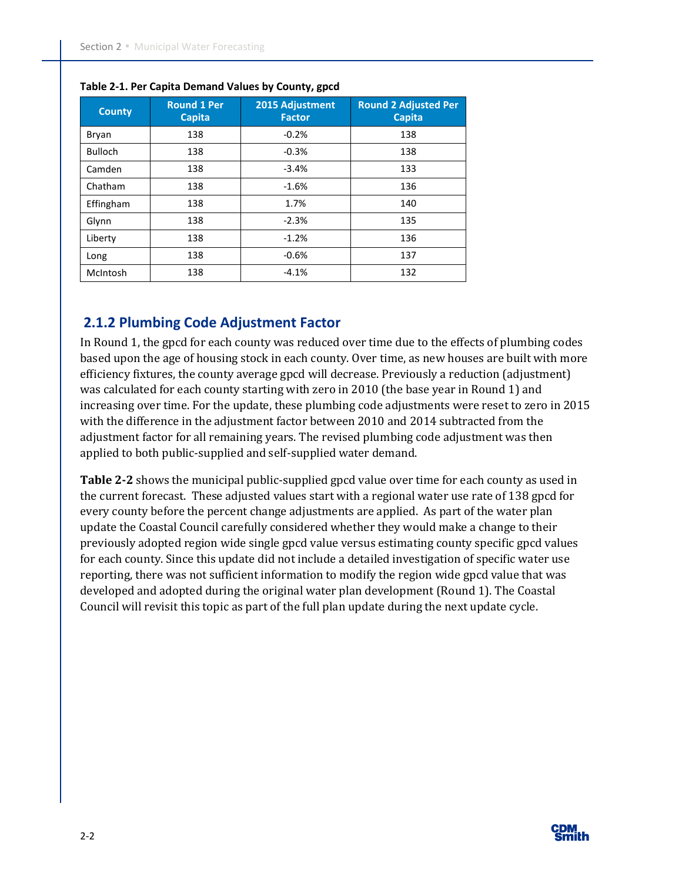**Table 2-1. Per Capita Demand Values by County, gpcd**

| County | Round 1 Per Capita | 2015 Adjustment Factor | Round 2 Adjusted Per Capita |
|---|---|---|---|
| Bryan | 138 | -0.2% | 138 |
| Bulloch | 138 | -0.3% | 138 |
| Camden | 138 | -3.4% | 133 |
| Chatham | 138 | -1.6% | 136 |
| Effingham | 138 | 1.7% | 140 |
| Glynn | 138 | -2.3% | 135 |
| Liberty | 138 | -1.2% | 136 |
| Long | 138 | -0.6% | 137 |
| McIntosh | 138 | -4.1% | 132 |

### 2.1.2 Plumbing Code Adjustment Factor

In Round 1, the gpcd for each county was reduced over time due to the effects of plumbing codes based upon the age of housing stock in each county. Over time, as new houses are built with more efficiency fixtures, the county average gpcd will decrease. Previously a reduction (adjustment) was calculated for each county starting with zero in 2010 (the base year in Round 1) and increasing over time. For the update, these plumbing code adjustments were reset to zero in 2015 with the difference in the adjustment factor between 2010 and 2014 subtracted from the adjustment factor for all remaining years. The revised plumbing code adjustment was then applied to both public-supplied and self-supplied water demand.

**Table 2-2** shows the municipal public-supplied gpcd value over time for each county as used in the current forecast. These adjusted values start with a regional water use rate of 138 gpcd for every county before the percent change adjustments are applied. As part of the water plan update the Coastal Council carefully considered whether they would make a change to their previously adopted region wide single gpcd value versus estimating county specific gpcd values for each county. Since this update did not include a detailed investigation of specific water use reporting, there was not sufficient information to modify the region wide gpcd value that was developed and adopted during the original water plan development (Round 1). The Coastal Council will revisit this topic as part of the full plan update during the next update cycle.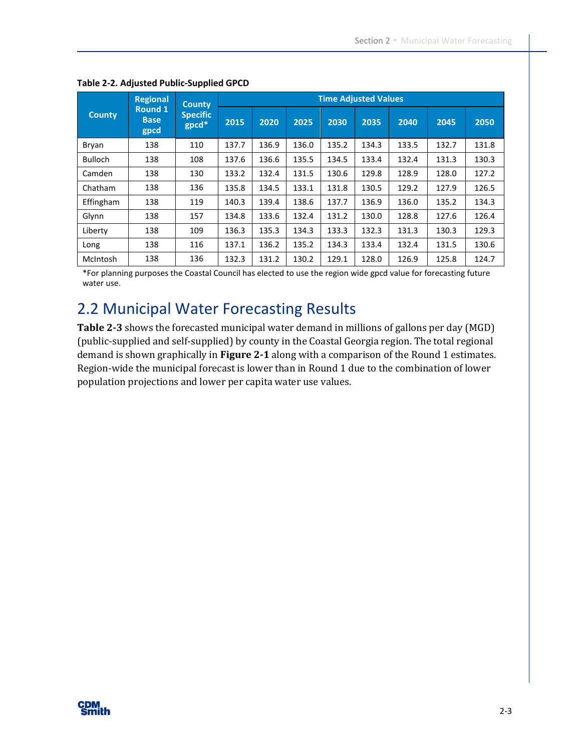**Table 2-2. Adjusted Public-Supplied GPCD**

| County | Regional Round 1 Base gpcd | County Specific gpcd* | Time Adjusted Values | | | | | | | |
|---|---|---|---|---|---|---|---|---|---|---|
| | | | 2015 | 2020 | 2025 | 2030 | 2035 | 2040 | 2045 | 2050 |
| Bryan | 138 | 110 | 137.7 | 136.9 | 136.0 | 135.2 | 134.3 | 133.5 | 132.7 | 131.8 |
| Bulloch | 138 | 108 | 137.6 | 136.6 | 135.5 | 134.5 | 133.4 | 132.4 | 131.3 | 130.3 |
| Camden | 138 | 130 | 133.2 | 132.4 | 131.5 | 130.6 | 129.8 | 128.9 | 128.0 | 127.2 |
| Chatham | 138 | 136 | 135.8 | 134.5 | 133.1 | 131.8 | 130.5 | 129.2 | 127.9 | 126.5 |
| Effingham | 138 | 119 | 140.3 | 139.4 | 138.6 | 137.7 | 136.9 | 136.0 | 135.2 | 134.3 |
| Glynn | 138 | 157 | 134.8 | 133.6 | 132.4 | 131.2 | 130.0 | 128.8 | 127.6 | 126.4 |
| Liberty | 138 | 109 | 136.3 | 135.3 | 134.3 | 133.3 | 132.3 | 131.3 | 130.3 | 129.3 |
| Long | 138 | 116 | 137.1 | 136.2 | 135.2 | 134.3 | 133.4 | 132.4 | 131.5 | 130.6 |
| McIntosh | 138 | 136 | 132.3 | 131.2 | 130.2 | 129.1 | 128.0 | 126.9 | 125.8 | 124.7 |

*For planning purposes the Coastal Council has elected to use the region wide gpcd value for forecasting future water use.

## 2.2 Municipal Water Forecasting Results

**Table 2-3** shows the forecasted municipal water demand in millions of gallons per day (MGD) (public-supplied and self-supplied) by county in the Coastal Georgia region. The total regional demand is shown graphically in **Figure 2-1** along with a comparison of the Round 1 estimates. Region-wide the municipal forecast is lower than in Round 1 due to the combination of lower population projections and lower per capita water use values.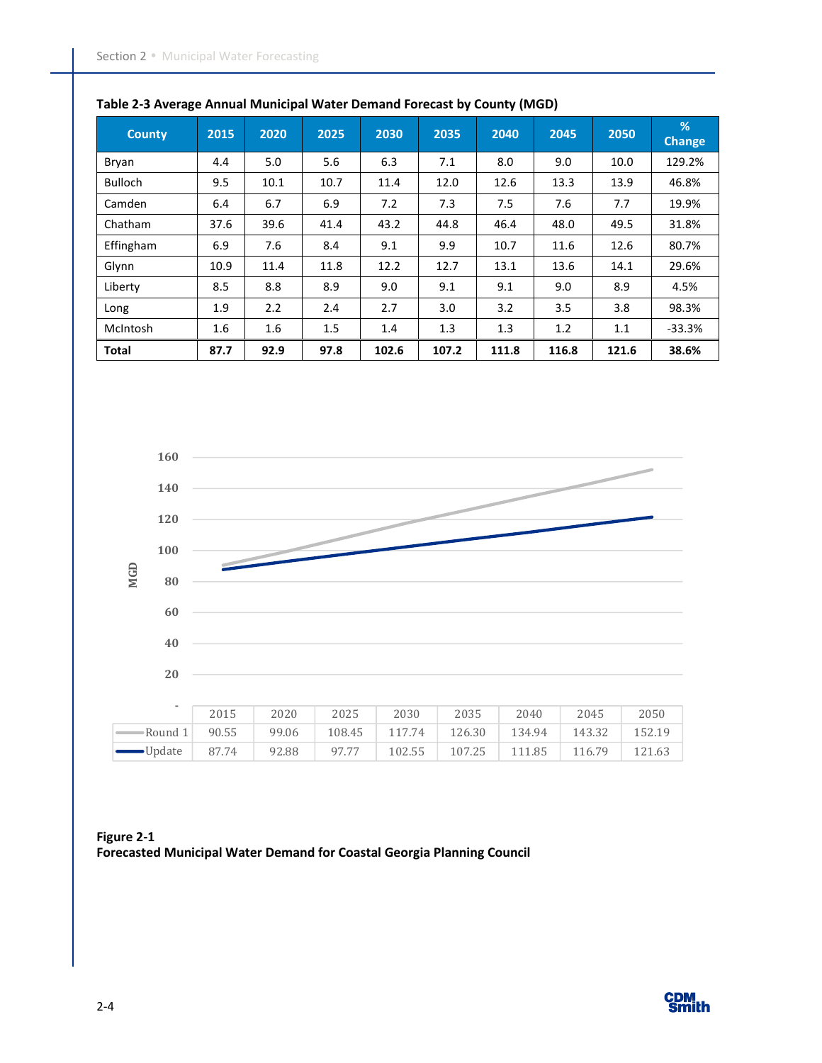**Table 2-3 Average Annual Municipal Water Demand Forecast by County (MGD)**

| County | 2015 | 2020 | 2025 | 2030 | 2035 | 2040 | 2045 | 2050 | % Change |
|---|---|---|---|---|---|---|---|---|---|
| Bryan | 4.4 | 5.0 | 5.6 | 6.3 | 7.1 | 8.0 | 9.0 | 10.0 | 129.2% |
| Bulloch | 9.5 | 10.1 | 10.7 | 11.4 | 12.0 | 12.6 | 13.3 | 13.9 | 46.8% |
| Camden | 6.4 | 6.7 | 6.9 | 7.2 | 7.3 | 7.5 | 7.6 | 7.7 | 19.9% |
| Chatham | 37.6 | 39.6 | 41.4 | 43.2 | 44.8 | 46.4 | 48.0 | 49.5 | 31.8% |
| Effingham | 6.9 | 7.6 | 8.4 | 9.1 | 9.9 | 10.7 | 11.6 | 12.6 | 80.7% |
| Glynn | 10.9 | 11.4 | 11.8 | 12.2 | 12.7 | 13.1 | 13.6 | 14.1 | 29.6% |
| Liberty | 8.5 | 8.8 | 8.9 | 9.0 | 9.1 | 9.1 | 9.0 | 8.9 | 4.5% |
| Long | 1.9 | 2.2 | 2.4 | 2.7 | 3.0 | 3.2 | 3.5 | 3.8 | 98.3% |
| McIntosh | 1.6 | 1.6 | 1.5 | 1.4 | 1.3 | 1.3 | 1.2 | 1.1 | -33.3% |
| **Total** | **87.7** | **92.9** | **97.8** | **102.6** | **107.2** | **111.8** | **116.8** | **121.6** | **38.6%** |

| | 2015 | 2020 | 2025 | 2030 | 2035 | 2040 | 2045 | 2050 |
|---|---|---|---|---|---|---|---|---|
| Round 1 | 90.55 | 99.06 | 108.45 | 117.74 | 126.30 | 134.94 | 143.32 | 152.19 |
| Update | 87.74 | 92.88 | 97.77 | 102.55 | 107.25 | 111.85 | 116.79 | 121.63 |

**Figure 2-1**
**Forecasted Municipal Water Demand for Coastal Georgia Planning Council**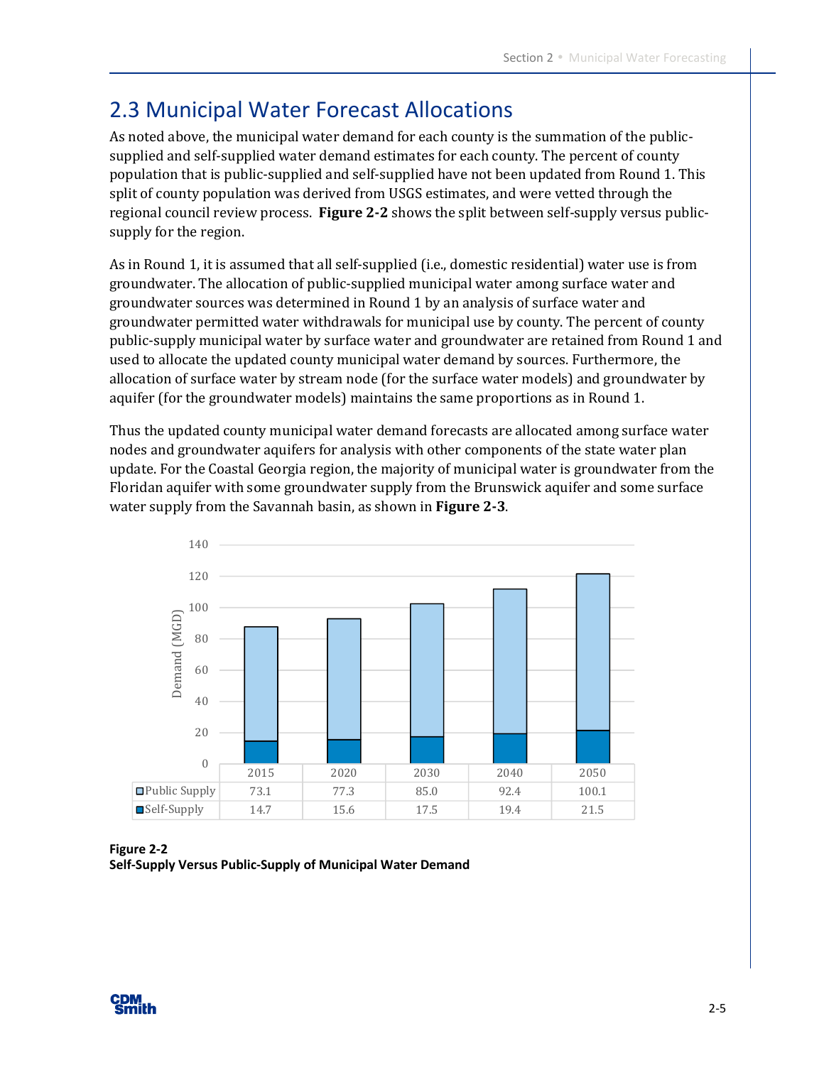## 2.3 Municipal Water Forecast Allocations

As noted above, the municipal water demand for each county is the summation of the public-supplied and self-supplied water demand estimates for each county. The percent of county population that is public-supplied and self-supplied have not been updated from Round 1. This split of county population was derived from USGS estimates, and were vetted through the regional council review process. **Figure 2-2** shows the split between self-supply versus public-supply for the region.

As in Round 1, it is assumed that all self-supplied (i.e., domestic residential) water use is from groundwater. The allocation of public-supplied municipal water among surface water and groundwater sources was determined in Round 1 by an analysis of surface water and groundwater permitted water withdrawals for municipal use by county. The percent of county public-supply municipal water by surface water and groundwater are retained from Round 1 and used to allocate the updated county municipal water demand by sources. Furthermore, the allocation of surface water by stream node (for the surface water models) and groundwater by aquifer (for the groundwater models) maintains the same proportions as in Round 1.

Thus the updated county municipal water demand forecasts are allocated among surface water nodes and groundwater aquifers for analysis with other components of the state water plan update. For the Coastal Georgia region, the majority of municipal water is groundwater from the Floridan aquifer with some groundwater supply from the Brunswick aquifer and some surface water supply from the Savannah basin, as shown in **Figure 2-3**.

| Demand (MGD) | 2015 | 2020 | 2030 | 2040 | 2050 |
|---|---|---|---|---|---|
| Public Supply | 73.1 | 77.3 | 85.0 | 92.4 | 100.1 |
| Self-Supply | 14.7 | 15.6 | 17.5 | 19.4 | 21.5 |

**Figure 2-2**
**Self-Supply Versus Public-Supply of Municipal Water Demand**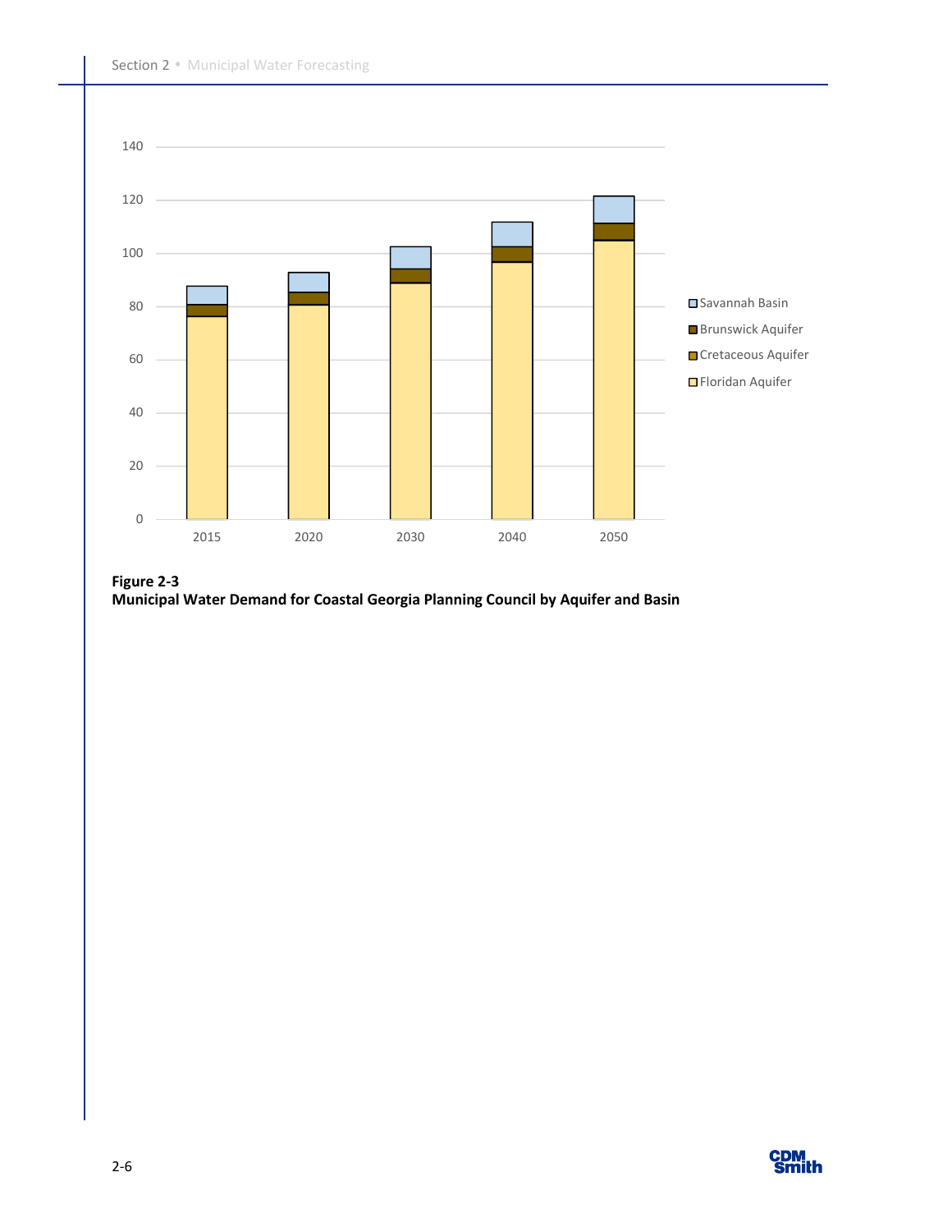**Figure 2-3**
**Municipal Water Demand for Coastal Georgia Planning Council by Aquifer and Basin**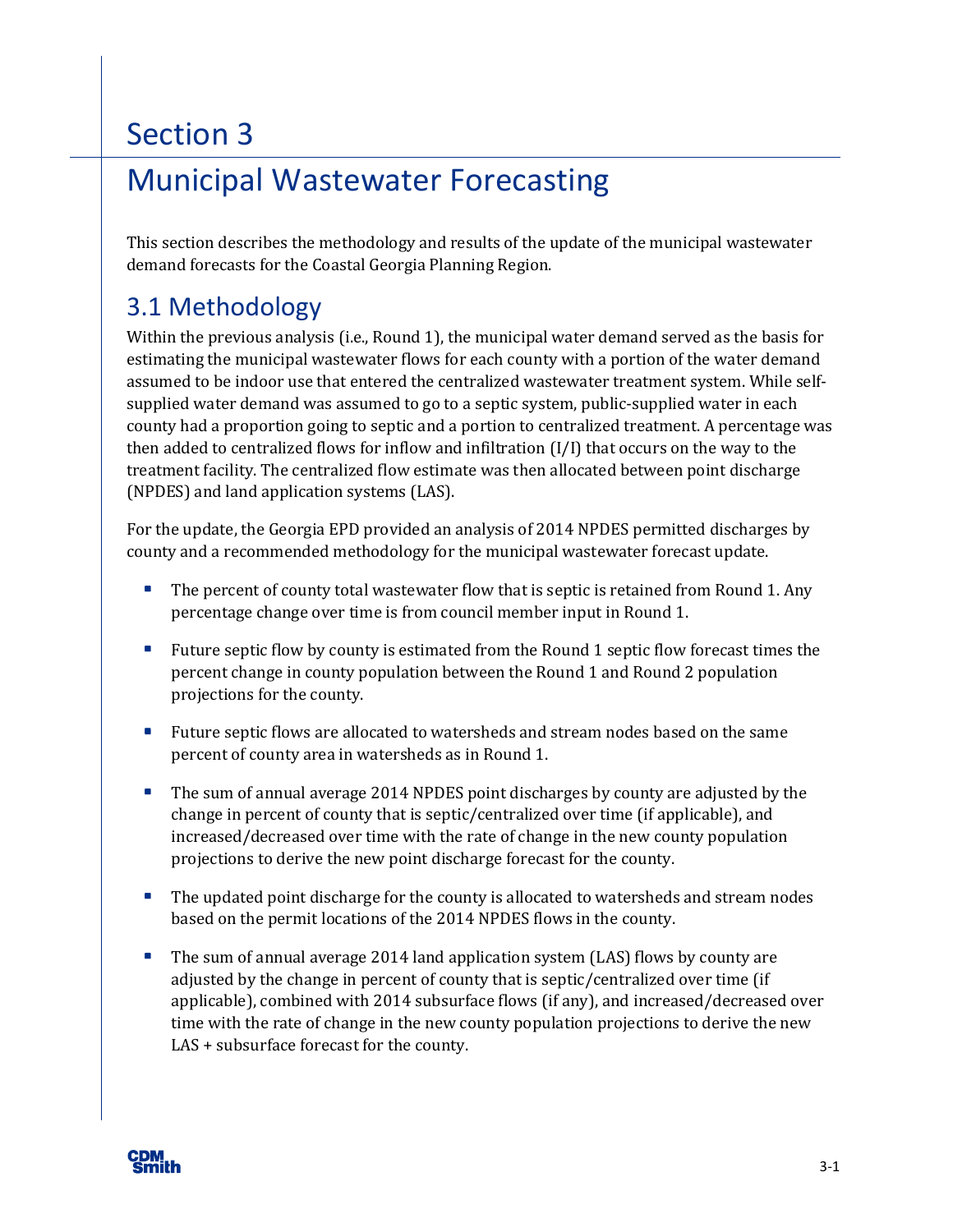# Section 3

# Municipal Wastewater Forecasting

This section describes the methodology and results of the update of the municipal wastewater demand forecasts for the Coastal Georgia Planning Region.

## 3.1 Methodology

Within the previous analysis (i.e., Round 1), the municipal water demand served as the basis for estimating the municipal wastewater flows for each county with a portion of the water demand assumed to be indoor use that entered the centralized wastewater treatment system. While self-supplied water demand was assumed to go to a septic system, public-supplied water in each county had a proportion going to septic and a portion to centralized treatment. A percentage was then added to centralized flows for inflow and infiltration (I/I) that occurs on the way to the treatment facility. The centralized flow estimate was then allocated between point discharge (NPDES) and land application systems (LAS).

For the update, the Georgia EPD provided an analysis of 2014 NPDES permitted discharges by county and a recommended methodology for the municipal wastewater forecast update.

- The percent of county total wastewater flow that is septic is retained from Round 1. Any percentage change over time is from council member input in Round 1.
- Future septic flow by county is estimated from the Round 1 septic flow forecast times the percent change in county population between the Round 1 and Round 2 population projections for the county.
- Future septic flows are allocated to watersheds and stream nodes based on the same percent of county area in watersheds as in Round 1.
- The sum of annual average 2014 NPDES point discharges by county are adjusted by the change in percent of county that is septic/centralized over time (if applicable), and increased/decreased over time with the rate of change in the new county population projections to derive the new point discharge forecast for the county.
- The updated point discharge for the county is allocated to watersheds and stream nodes based on the permit locations of the 2014 NPDES flows in the county.
- The sum of annual average 2014 land application system (LAS) flows by county are adjusted by the change in percent of county that is septic/centralized over time (if applicable), combined with 2014 subsurface flows (if any), and increased/decreased over time with the rate of change in the new county population projections to derive the new LAS + subsurface forecast for the county.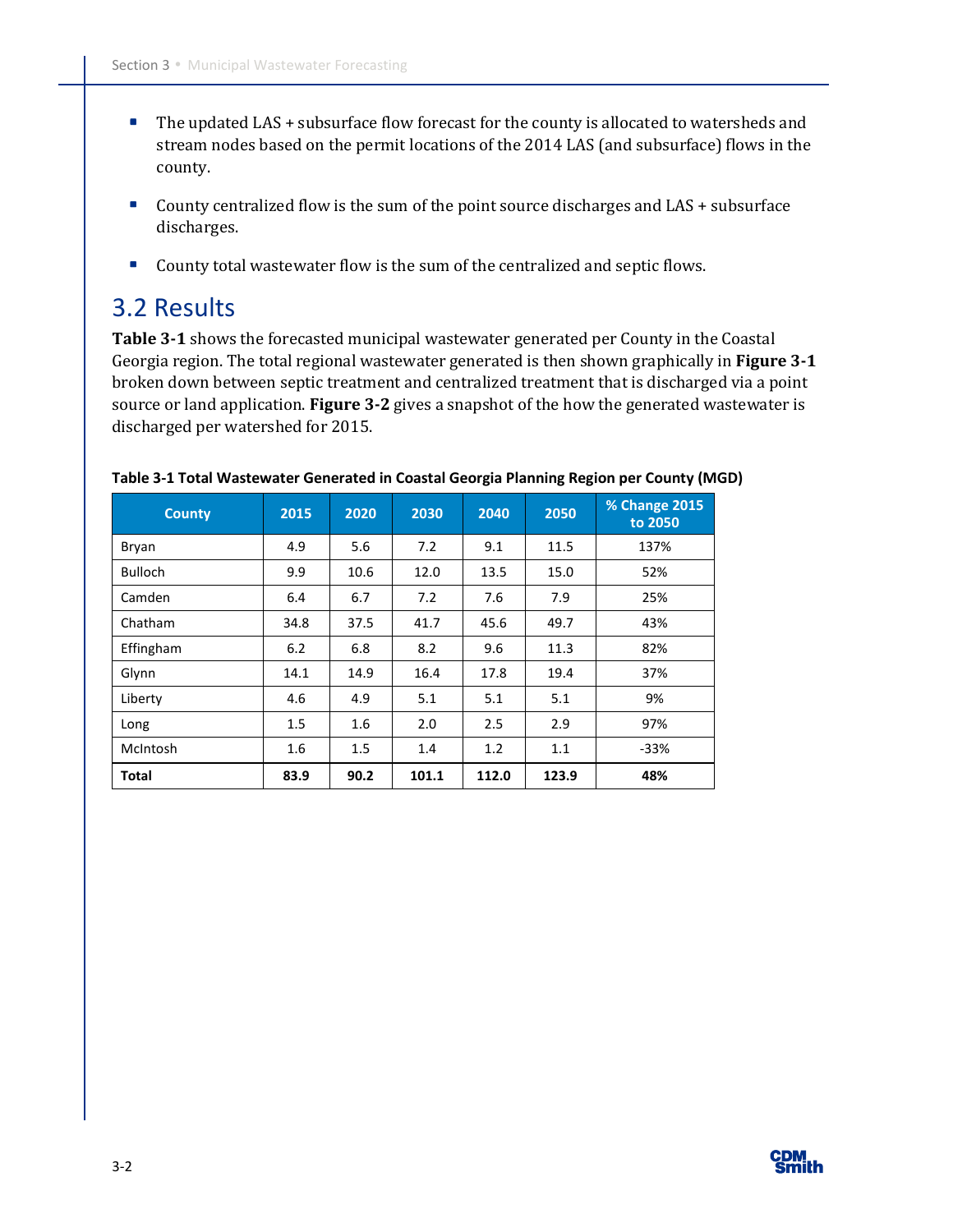- The updated LAS + subsurface flow forecast for the county is allocated to watersheds and stream nodes based on the permit locations of the 2014 LAS (and subsurface) flows in the county.
- County centralized flow is the sum of the point source discharges and LAS + subsurface discharges.
- County total wastewater flow is the sum of the centralized and septic flows.

## 3.2 Results

**Table 3-1** shows the forecasted municipal wastewater generated per County in the Coastal Georgia region. The total regional wastewater generated is then shown graphically in **Figure 3-1** broken down between septic treatment and centralized treatment that is discharged via a point source or land application. **Figure 3-2** gives a snapshot of the how the generated wastewater is discharged per watershed for 2015.

**Table 3-1 Total Wastewater Generated in Coastal Georgia Planning Region per County (MGD)**

| County | 2015 | 2020 | 2030 | 2040 | 2050 | % Change 2015 to 2050 |
|---|---|---|---|---|---|---|
| Bryan | 4.9 | 5.6 | 7.2 | 9.1 | 11.5 | 137% |
| Bulloch | 9.9 | 10.6 | 12.0 | 13.5 | 15.0 | 52% |
| Camden | 6.4 | 6.7 | 7.2 | 7.6 | 7.9 | 25% |
| Chatham | 34.8 | 37.5 | 41.7 | 45.6 | 49.7 | 43% |
| Effingham | 6.2 | 6.8 | 8.2 | 9.6 | 11.3 | 82% |
| Glynn | 14.1 | 14.9 | 16.4 | 17.8 | 19.4 | 37% |
| Liberty | 4.6 | 4.9 | 5.1 | 5.1 | 5.1 | 9% |
| Long | 1.5 | 1.6 | 2.0 | 2.5 | 2.9 | 97% |
| McIntosh | 1.6 | 1.5 | 1.4 | 1.2 | 1.1 | -33% |
| **Total** | **83.9** | **90.2** | **101.1** | **112.0** | **123.9** | **48%** |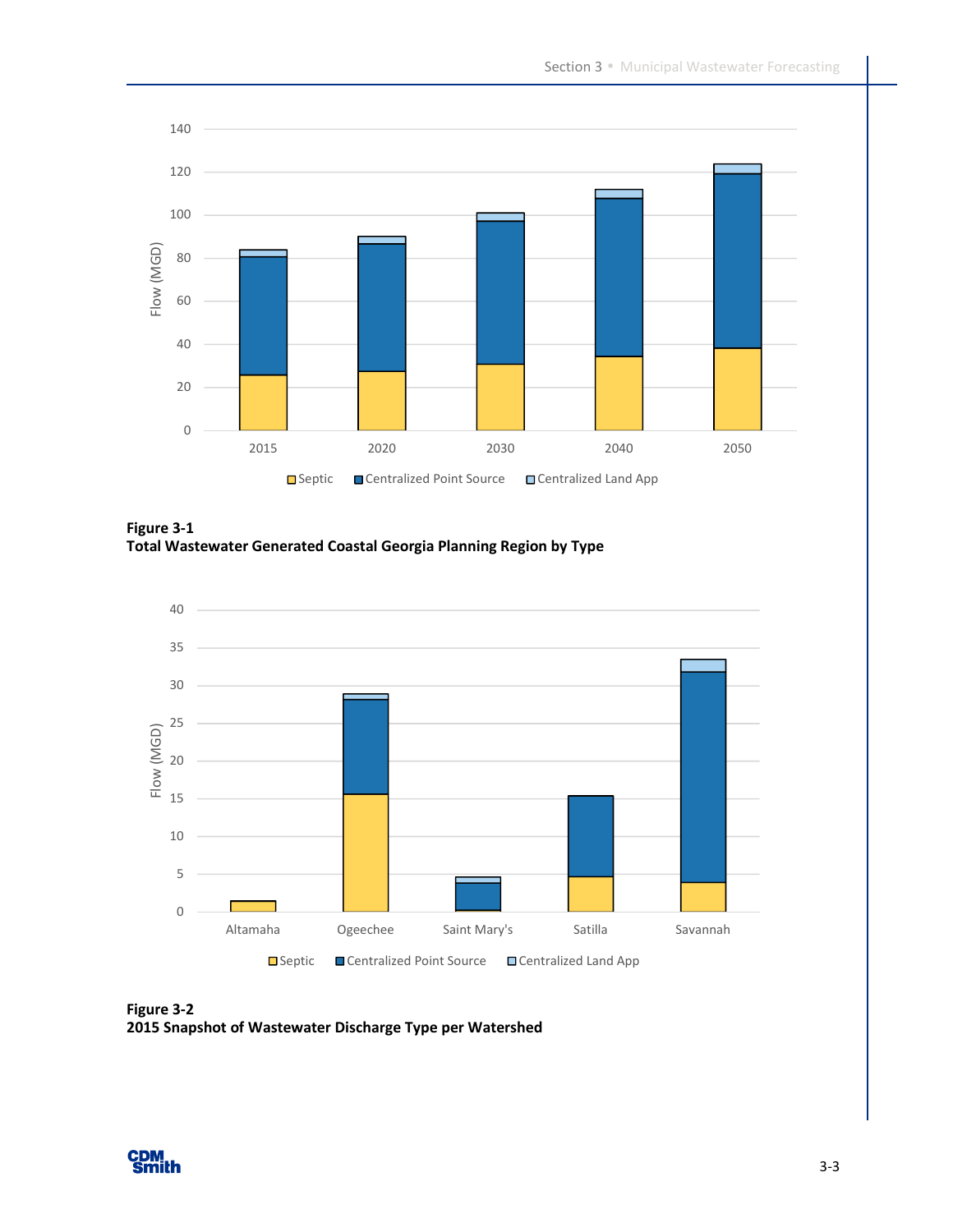**Figure 3-1**
**Total Wastewater Generated Coastal Georgia Planning Region by Type**

**Figure 3-2**
**2015 Snapshot of Wastewater Discharge Type per Watershed**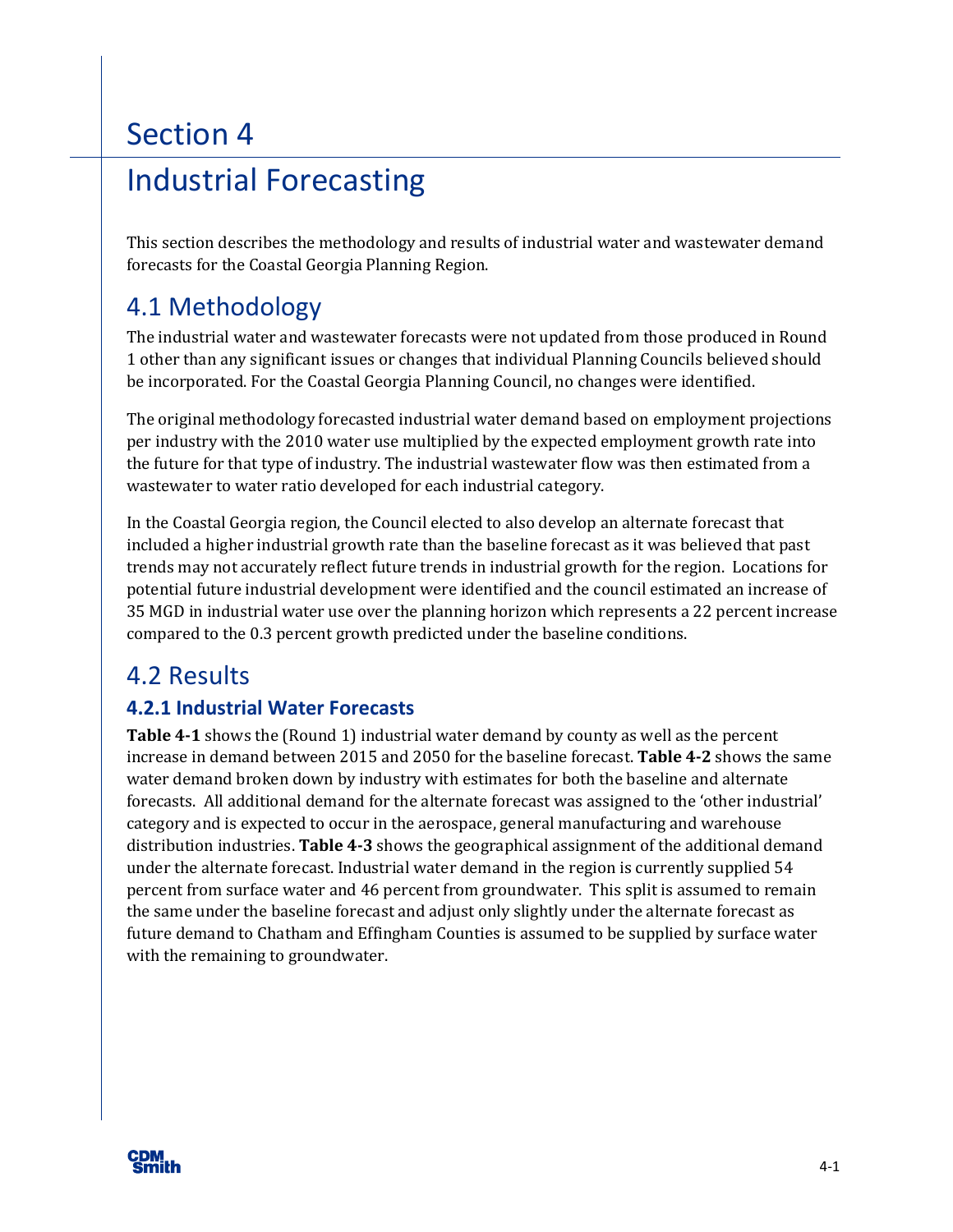# Section 4

# Industrial Forecasting

This section describes the methodology and results of industrial water and wastewater demand forecasts for the Coastal Georgia Planning Region.

## 4.1 Methodology

The industrial water and wastewater forecasts were not updated from those produced in Round 1 other than any significant issues or changes that individual Planning Councils believed should be incorporated. For the Coastal Georgia Planning Council, no changes were identified.

The original methodology forecasted industrial water demand based on employment projections per industry with the 2010 water use multiplied by the expected employment growth rate into the future for that type of industry. The industrial wastewater flow was then estimated from a wastewater to water ratio developed for each industrial category.

In the Coastal Georgia region, the Council elected to also develop an alternate forecast that included a higher industrial growth rate than the baseline forecast as it was believed that past trends may not accurately reflect future trends in industrial growth for the region. Locations for potential future industrial development were identified and the council estimated an increase of 35 MGD in industrial water use over the planning horizon which represents a 22 percent increase compared to the 0.3 percent growth predicted under the baseline conditions.

## 4.2 Results

### 4.2.1 Industrial Water Forecasts

**Table 4-1** shows the (Round 1) industrial water demand by county as well as the percent increase in demand between 2015 and 2050 for the baseline forecast. **Table 4-2** shows the same water demand broken down by industry with estimates for both the baseline and alternate forecasts. All additional demand for the alternate forecast was assigned to the 'other industrial' category and is expected to occur in the aerospace, general manufacturing and warehouse distribution industries. **Table 4-3** shows the geographical assignment of the additional demand under the alternate forecast. Industrial water demand in the region is currently supplied 54 percent from surface water and 46 percent from groundwater. This split is assumed to remain the same under the baseline forecast and adjust only slightly under the alternate forecast as future demand to Chatham and Effingham Counties is assumed to be supplied by surface water with the remaining to groundwater.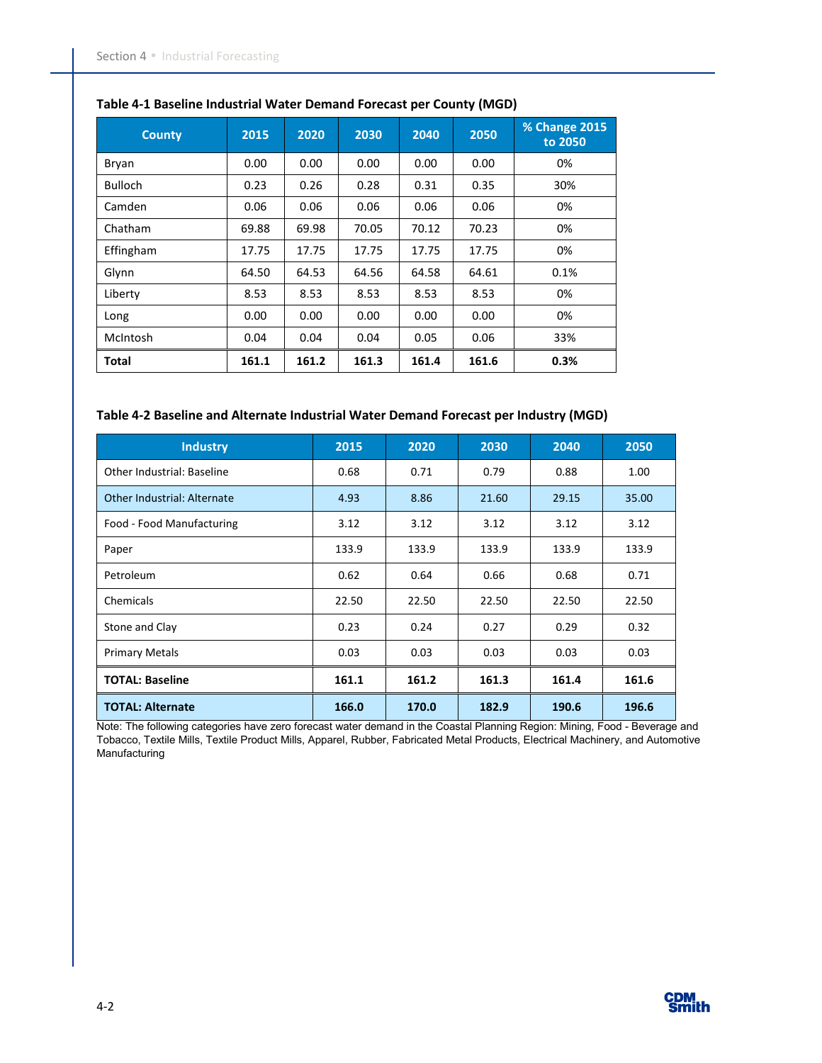**Table 4-1 Baseline Industrial Water Demand Forecast per County (MGD)**

| County | 2015 | 2020 | 2030 | 2040 | 2050 | % Change 2015 to 2050 |
|---|---|---|---|---|---|---|
| Bryan | 0.00 | 0.00 | 0.00 | 0.00 | 0.00 | 0% |
| Bulloch | 0.23 | 0.26 | 0.28 | 0.31 | 0.35 | 30% |
| Camden | 0.06 | 0.06 | 0.06 | 0.06 | 0.06 | 0% |
| Chatham | 69.88 | 69.98 | 70.05 | 70.12 | 70.23 | 0% |
| Effingham | 17.75 | 17.75 | 17.75 | 17.75 | 17.75 | 0% |
| Glynn | 64.50 | 64.53 | 64.56 | 64.58 | 64.61 | 0.1% |
| Liberty | 8.53 | 8.53 | 8.53 | 8.53 | 8.53 | 0% |
| Long | 0.00 | 0.00 | 0.00 | 0.00 | 0.00 | 0% |
| McIntosh | 0.04 | 0.04 | 0.04 | 0.05 | 0.06 | 33% |
| **Total** | **161.1** | **161.2** | **161.3** | **161.4** | **161.6** | **0.3%** |

**Table 4-2 Baseline and Alternate Industrial Water Demand Forecast per Industry (MGD)**

| Industry | 2015 | 2020 | 2030 | 2040 | 2050 |
|---|---|---|---|---|---|
| Other Industrial: Baseline | 0.68 | 0.71 | 0.79 | 0.88 | 1.00 |
| Other Industrial: Alternate | 4.93 | 8.86 | 21.60 | 29.15 | 35.00 |
| Food - Food Manufacturing | 3.12 | 3.12 | 3.12 | 3.12 | 3.12 |
| Paper | 133.9 | 133.9 | 133.9 | 133.9 | 133.9 |
| Petroleum | 0.62 | 0.64 | 0.66 | 0.68 | 0.71 |
| Chemicals | 22.50 | 22.50 | 22.50 | 22.50 | 22.50 |
| Stone and Clay | 0.23 | 0.24 | 0.27 | 0.29 | 0.32 |
| Primary Metals | 0.03 | 0.03 | 0.03 | 0.03 | 0.03 |
| **TOTAL: Baseline** | **161.1** | **161.2** | **161.3** | **161.4** | **161.6** |
| **TOTAL: Alternate** | **166.0** | **170.0** | **182.9** | **190.6** | **196.6** |

Note: The following categories have zero forecast water demand in the Coastal Planning Region: Mining, Food - Beverage and Tobacco, Textile Mills, Textile Product Mills, Apparel, Rubber, Fabricated Metal Products, Electrical Machinery, and Automotive Manufacturing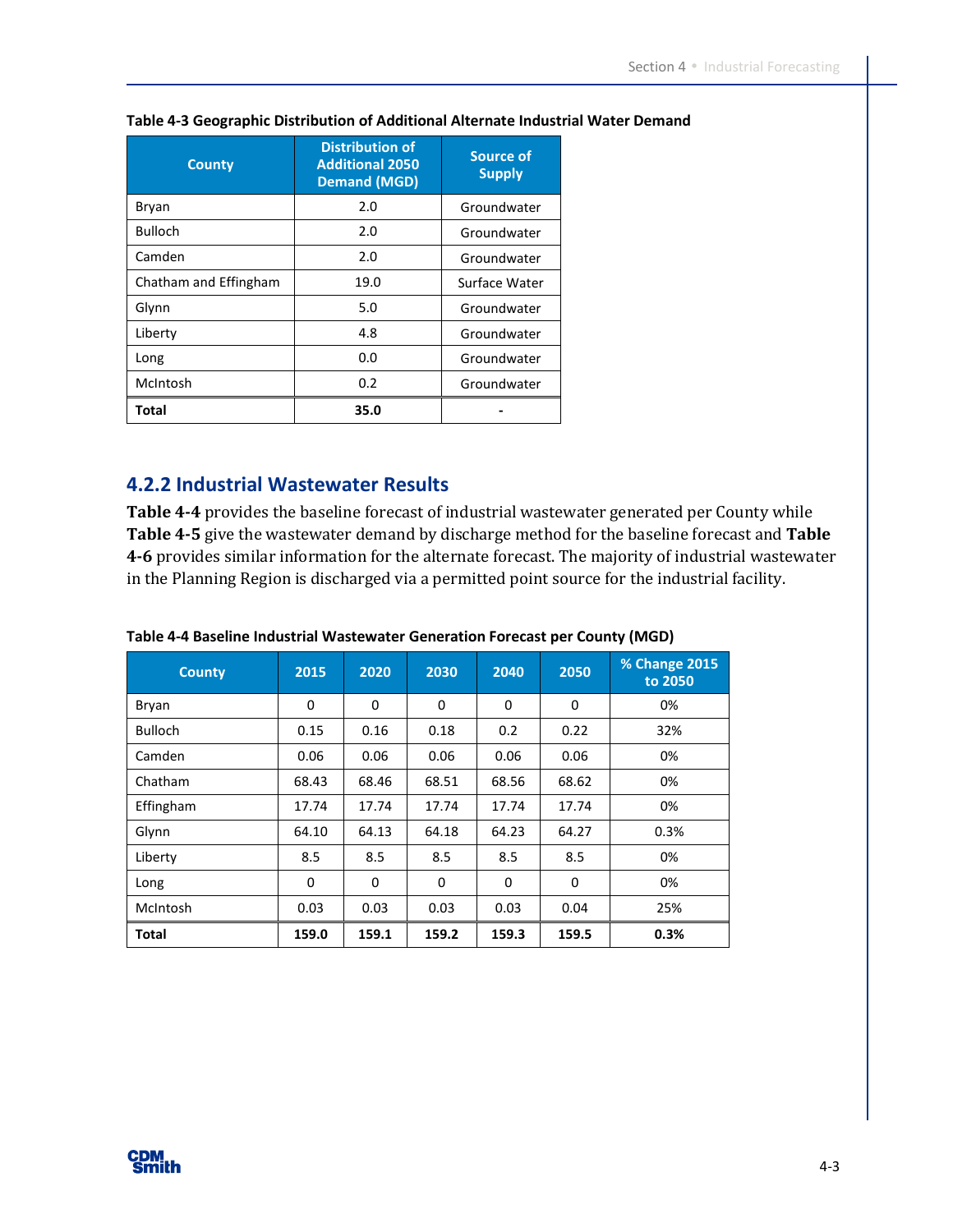**Table 4-3 Geographic Distribution of Additional Alternate Industrial Water Demand**

| County | Distribution of Additional 2050 Demand (MGD) | Source of Supply |
|---|---|---|
| Bryan | 2.0 | Groundwater |
| Bulloch | 2.0 | Groundwater |
| Camden | 2.0 | Groundwater |
| Chatham and Effingham | 19.0 | Surface Water |
| Glynn | 5.0 | Groundwater |
| Liberty | 4.8 | Groundwater |
| Long | 0.0 | Groundwater |
| McIntosh | 0.2 | Groundwater |
| **Total** | **35.0** | **-** |

## 4.2.2 Industrial Wastewater Results

**Table 4-4** provides the baseline forecast of industrial wastewater generated per County while **Table 4-5** give the wastewater demand by discharge method for the baseline forecast and **Table 4-6** provides similar information for the alternate forecast. The majority of industrial wastewater in the Planning Region is discharged via a permitted point source for the industrial facility.

**Table 4-4 Baseline Industrial Wastewater Generation Forecast per County (MGD)**

| County | 2015 | 2020 | 2030 | 2040 | 2050 | % Change 2015 to 2050 |
|---|---|---|---|---|---|---|
| Bryan | 0 | 0 | 0 | 0 | 0 | 0% |
| Bulloch | 0.15 | 0.16 | 0.18 | 0.2 | 0.22 | 32% |
| Camden | 0.06 | 0.06 | 0.06 | 0.06 | 0.06 | 0% |
| Chatham | 68.43 | 68.46 | 68.51 | 68.56 | 68.62 | 0% |
| Effingham | 17.74 | 17.74 | 17.74 | 17.74 | 17.74 | 0% |
| Glynn | 64.10 | 64.13 | 64.18 | 64.23 | 64.27 | 0.3% |
| Liberty | 8.5 | 8.5 | 8.5 | 8.5 | 8.5 | 0% |
| Long | 0 | 0 | 0 | 0 | 0 | 0% |
| McIntosh | 0.03 | 0.03 | 0.03 | 0.03 | 0.04 | 25% |
| **Total** | **159.0** | **159.1** | **159.2** | **159.3** | **159.5** | **0.3%** |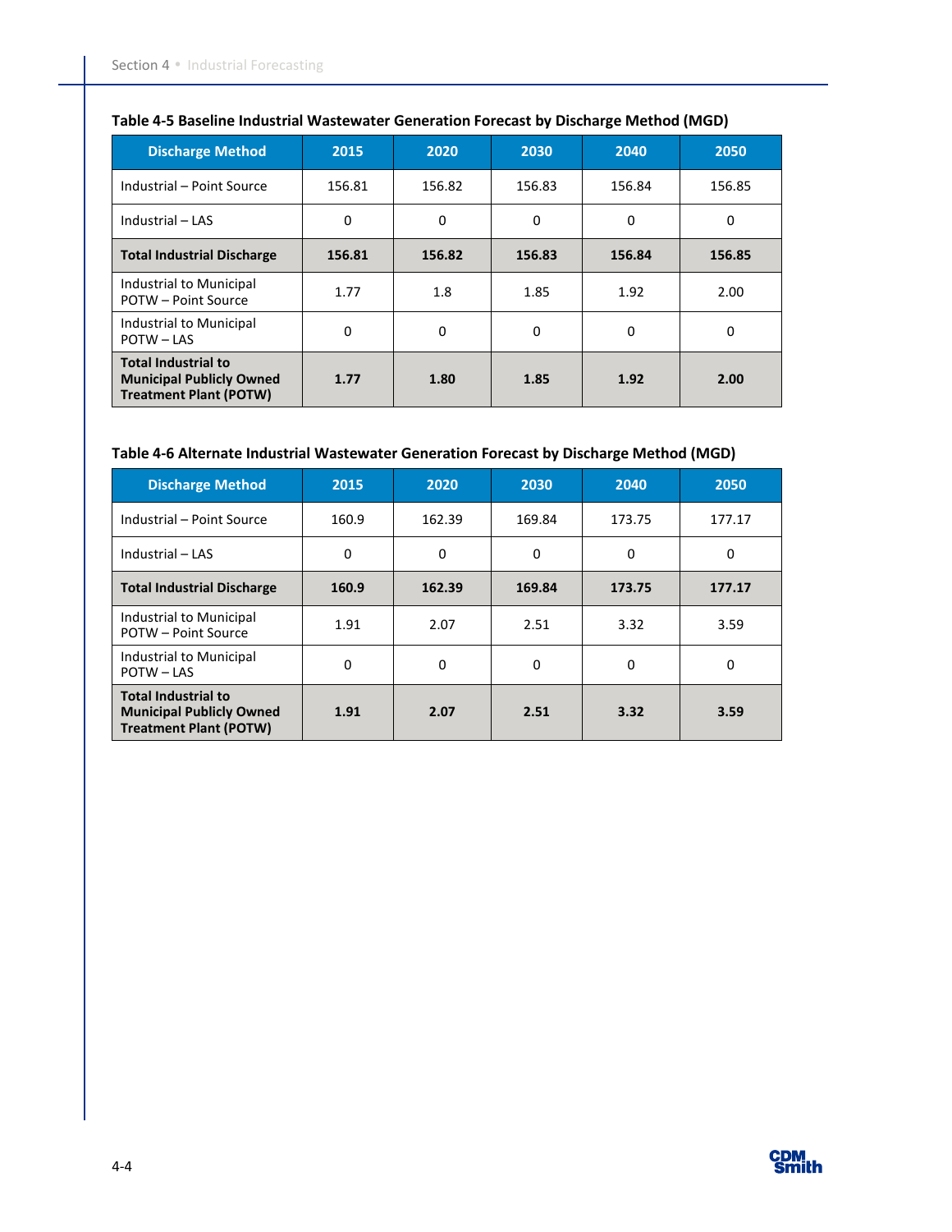**Table 4-5 Baseline Industrial Wastewater Generation Forecast by Discharge Method (MGD)**

| Discharge Method | 2015 | 2020 | 2030 | 2040 | 2050 |
|---|---|---|---|---|---|
| Industrial – Point Source | 156.81 | 156.82 | 156.83 | 156.84 | 156.85 |
| Industrial – LAS | 0 | 0 | 0 | 0 | 0 |
| **Total Industrial Discharge** | **156.81** | **156.82** | **156.83** | **156.84** | **156.85** |
| Industrial to Municipal POTW – Point Source | 1.77 | 1.8 | 1.85 | 1.92 | 2.00 |
| Industrial to Municipal POTW – LAS | 0 | 0 | 0 | 0 | 0 |
| **Total Industrial to Municipal Publicly Owned Treatment Plant (POTW)** | **1.77** | **1.80** | **1.85** | **1.92** | **2.00** |

**Table 4-6 Alternate Industrial Wastewater Generation Forecast by Discharge Method (MGD)**

| Discharge Method | 2015 | 2020 | 2030 | 2040 | 2050 |
|---|---|---|---|---|---|
| Industrial – Point Source | 160.9 | 162.39 | 169.84 | 173.75 | 177.17 |
| Industrial – LAS | 0 | 0 | 0 | 0 | 0 |
| **Total Industrial Discharge** | **160.9** | **162.39** | **169.84** | **173.75** | **177.17** |
| Industrial to Municipal POTW – Point Source | 1.91 | 2.07 | 2.51 | 3.32 | 3.59 |
| Industrial to Municipal POTW – LAS | 0 | 0 | 0 | 0 | 0 |
| **Total Industrial to Municipal Publicly Owned Treatment Plant (POTW)** | **1.91** | **2.07** | **2.51** | **3.32** | **3.59** |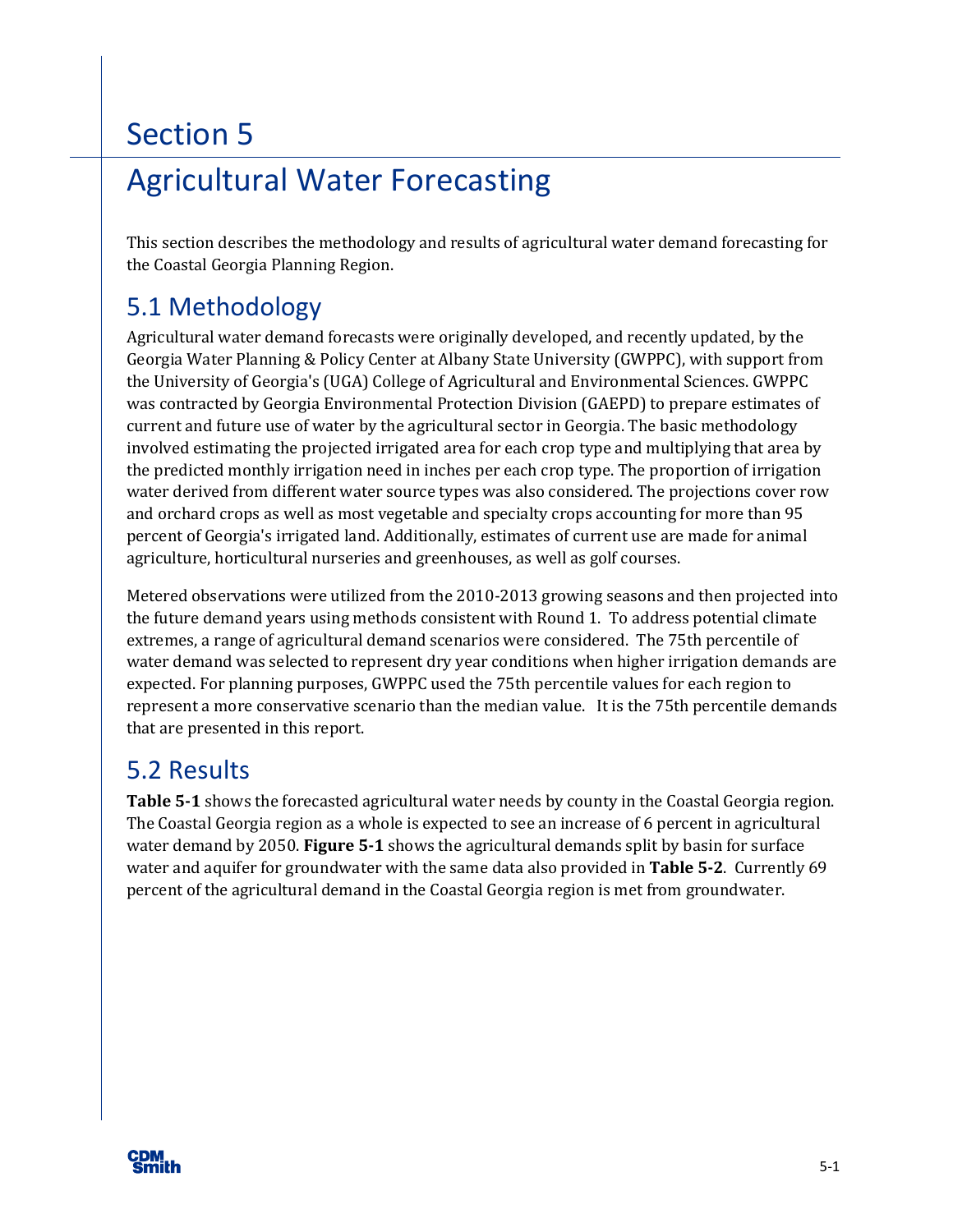# Section 5

# Agricultural Water Forecasting

This section describes the methodology and results of agricultural water demand forecasting for the Coastal Georgia Planning Region.

## 5.1 Methodology

Agricultural water demand forecasts were originally developed, and recently updated, by the Georgia Water Planning & Policy Center at Albany State University (GWPPC), with support from the University of Georgia's (UGA) College of Agricultural and Environmental Sciences. GWPPC was contracted by Georgia Environmental Protection Division (GAEPD) to prepare estimates of current and future use of water by the agricultural sector in Georgia. The basic methodology involved estimating the projected irrigated area for each crop type and multiplying that area by the predicted monthly irrigation need in inches per each crop type. The proportion of irrigation water derived from different water source types was also considered. The projections cover row and orchard crops as well as most vegetable and specialty crops accounting for more than 95 percent of Georgia's irrigated land. Additionally, estimates of current use are made for animal agriculture, horticultural nurseries and greenhouses, as well as golf courses.

Metered observations were utilized from the 2010-2013 growing seasons and then projected into the future demand years using methods consistent with Round 1. To address potential climate extremes, a range of agricultural demand scenarios were considered. The 75th percentile of water demand was selected to represent dry year conditions when higher irrigation demands are expected. For planning purposes, GWPPC used the 75th percentile values for each region to represent a more conservative scenario than the median value. It is the 75th percentile demands that are presented in this report.

## 5.2 Results

**Table 5-1** shows the forecasted agricultural water needs by county in the Coastal Georgia region. The Coastal Georgia region as a whole is expected to see an increase of 6 percent in agricultural water demand by 2050. **Figure 5-1** shows the agricultural demands split by basin for surface water and aquifer for groundwater with the same data also provided in **Table 5-2**. Currently 69 percent of the agricultural demand in the Coastal Georgia region is met from groundwater.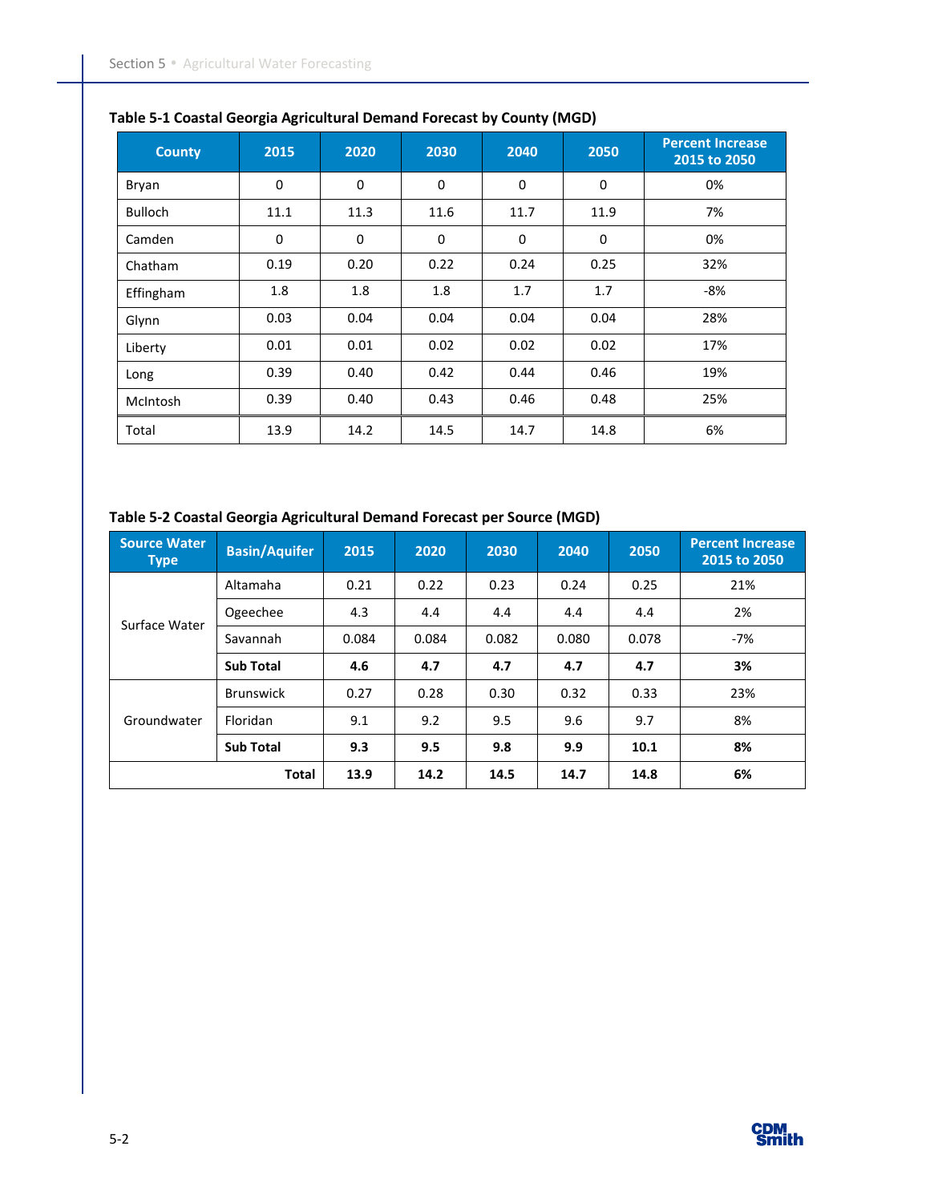**Table 5-1 Coastal Georgia Agricultural Demand Forecast by County (MGD)**

| County | 2015 | 2020 | 2030 | 2040 | 2050 | Percent Increase 2015 to 2050 |
|---|---|---|---|---|---|---|
| Bryan | 0 | 0 | 0 | 0 | 0 | 0% |
| Bulloch | 11.1 | 11.3 | 11.6 | 11.7 | 11.9 | 7% |
| Camden | 0 | 0 | 0 | 0 | 0 | 0% |
| Chatham | 0.19 | 0.20 | 0.22 | 0.24 | 0.25 | 32% |
| Effingham | 1.8 | 1.8 | 1.8 | 1.7 | 1.7 | -8% |
| Glynn | 0.03 | 0.04 | 0.04 | 0.04 | 0.04 | 28% |
| Liberty | 0.01 | 0.01 | 0.02 | 0.02 | 0.02 | 17% |
| Long | 0.39 | 0.40 | 0.42 | 0.44 | 0.46 | 19% |
| McIntosh | 0.39 | 0.40 | 0.43 | 0.46 | 0.48 | 25% |
| Total | 13.9 | 14.2 | 14.5 | 14.7 | 14.8 | 6% |

**Table 5-2 Coastal Georgia Agricultural Demand Forecast per Source (MGD)**

| Source Water Type | Basin/Aquifer | 2015 | 2020 | 2030 | 2040 | 2050 | Percent Increase 2015 to 2050 |
|---|---|---|---|---|---|---|---|
| Surface Water | Altamaha | 0.21 | 0.22 | 0.23 | 0.24 | 0.25 | 21% |
| | Ogeechee | 4.3 | 4.4 | 4.4 | 4.4 | 4.4 | 2% |
| | Savannah | 0.084 | 0.084 | 0.082 | 0.080 | 0.078 | -7% |
| | **Sub Total** | **4.6** | **4.7** | **4.7** | **4.7** | **4.7** | **3%** |
| Groundwater | Brunswick | 0.27 | 0.28 | 0.30 | 0.32 | 0.33 | 23% |
| | Floridan | 9.1 | 9.2 | 9.5 | 9.6 | 9.7 | 8% |
| | **Sub Total** | **9.3** | **9.5** | **9.8** | **9.9** | **10.1** | **8%** |
| | **Total** | **13.9** | **14.2** | **14.5** | **14.7** | **14.8** | **6%** |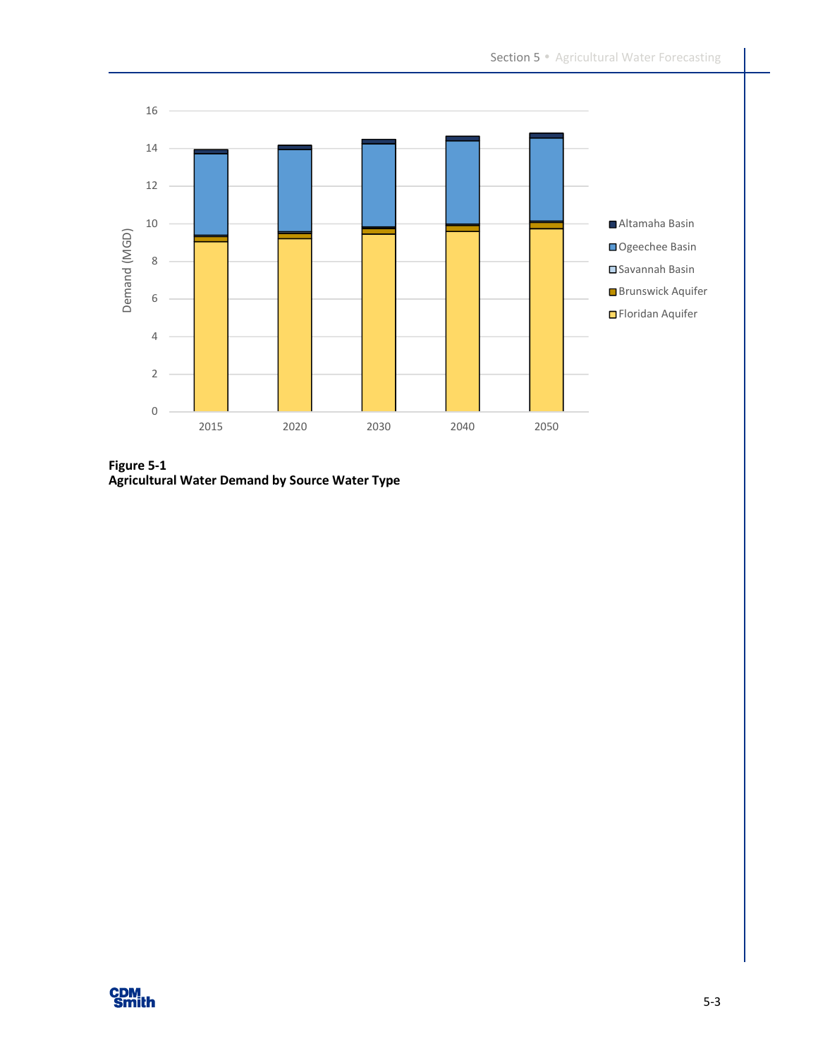**Figure 5-1**
**Agricultural Water Demand by Source Water Type**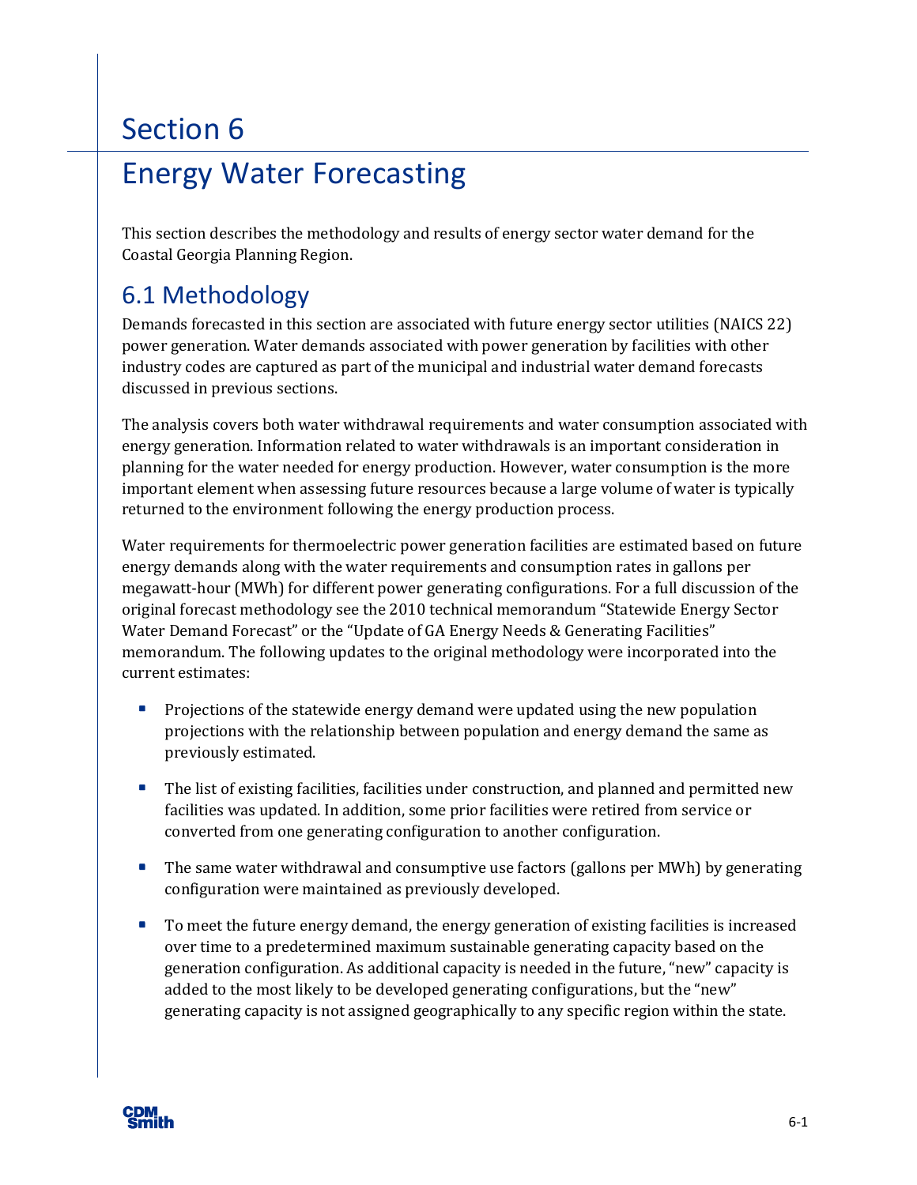# Section 6

# Energy Water Forecasting

This section describes the methodology and results of energy sector water demand for the Coastal Georgia Planning Region.

## 6.1 Methodology

Demands forecasted in this section are associated with future energy sector utilities (NAICS 22) power generation. Water demands associated with power generation by facilities with other industry codes are captured as part of the municipal and industrial water demand forecasts discussed in previous sections.

The analysis covers both water withdrawal requirements and water consumption associated with energy generation. Information related to water withdrawals is an important consideration in planning for the water needed for energy production. However, water consumption is the more important element when assessing future resources because a large volume of water is typically returned to the environment following the energy production process.

Water requirements for thermoelectric power generation facilities are estimated based on future energy demands along with the water requirements and consumption rates in gallons per megawatt-hour (MWh) for different power generating configurations. For a full discussion of the original forecast methodology see the 2010 technical memorandum "Statewide Energy Sector Water Demand Forecast" or the "Update of GA Energy Needs & Generating Facilities" memorandum. The following updates to the original methodology were incorporated into the current estimates:

- Projections of the statewide energy demand were updated using the new population projections with the relationship between population and energy demand the same as previously estimated.
- The list of existing facilities, facilities under construction, and planned and permitted new facilities was updated. In addition, some prior facilities were retired from service or converted from one generating configuration to another configuration.
- The same water withdrawal and consumptive use factors (gallons per MWh) by generating configuration were maintained as previously developed.
- To meet the future energy demand, the energy generation of existing facilities is increased over time to a predetermined maximum sustainable generating capacity based on the generation configuration. As additional capacity is needed in the future, "new" capacity is added to the most likely to be developed generating configurations, but the "new" generating capacity is not assigned geographically to any specific region within the state.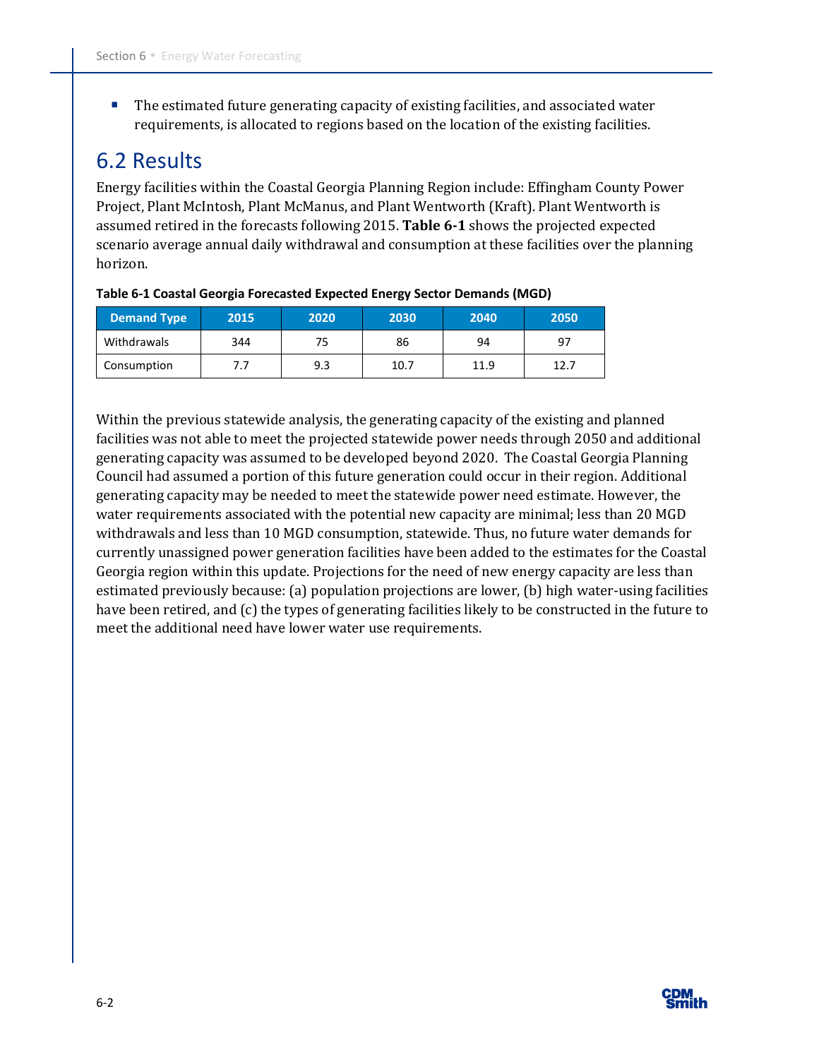- The estimated future generating capacity of existing facilities, and associated water requirements, is allocated to regions based on the location of the existing facilities.

## 6.2 Results

Energy facilities within the Coastal Georgia Planning Region include: Effingham County Power Project, Plant McIntosh, Plant McManus, and Plant Wentworth (Kraft). Plant Wentworth is assumed retired in the forecasts following 2015. **Table 6-1** shows the projected expected scenario average annual daily withdrawal and consumption at these facilities over the planning horizon.

**Table 6-1 Coastal Georgia Forecasted Expected Energy Sector Demands (MGD)**

| Demand Type | 2015 | 2020 | 2030 | 2040 | 2050 |
|---|---|---|---|---|---|
| Withdrawals | 344 | 75 | 86 | 94 | 97 |
| Consumption | 7.7 | 9.3 | 10.7 | 11.9 | 12.7 |

Within the previous statewide analysis, the generating capacity of the existing and planned facilities was not able to meet the projected statewide power needs through 2050 and additional generating capacity was assumed to be developed beyond 2020. The Coastal Georgia Planning Council had assumed a portion of this future generation could occur in their region. Additional generating capacity may be needed to meet the statewide power need estimate. However, the water requirements associated with the potential new capacity are minimal; less than 20 MGD withdrawals and less than 10 MGD consumption, statewide. Thus, no future water demands for currently unassigned power generation facilities have been added to the estimates for the Coastal Georgia region within this update. Projections for the need of new energy capacity are less than estimated previously because: (a) population projections are lower, (b) high water-using facilities have been retired, and (c) the types of generating facilities likely to be constructed in the future to meet the additional need have lower water use requirements.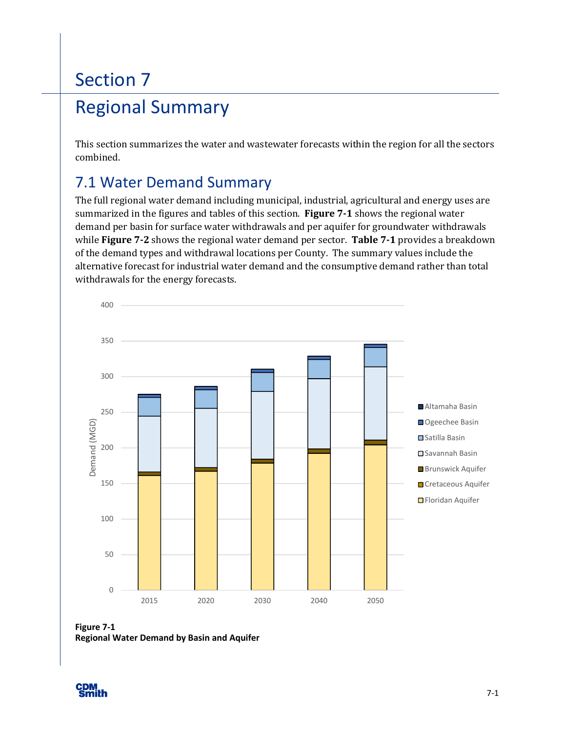# Section 7

# Regional Summary

This section summarizes the water and wastewater forecasts within the region for all the sectors combined.

## 7.1 Water Demand Summary

The full regional water demand including municipal, industrial, agricultural and energy uses are summarized in the figures and tables of this section. **Figure 7-1** shows the regional water demand per basin for surface water withdrawals and per aquifer for groundwater withdrawals while **Figure 7-2** shows the regional water demand per sector. **Table 7-1** provides a breakdown of the demand types and withdrawal locations per County. The summary values include the alternative forecast for industrial water demand and the consumptive demand rather than total withdrawals for the energy forecasts.

**Figure 7-1**
**Regional Water Demand by Basin and Aquifer**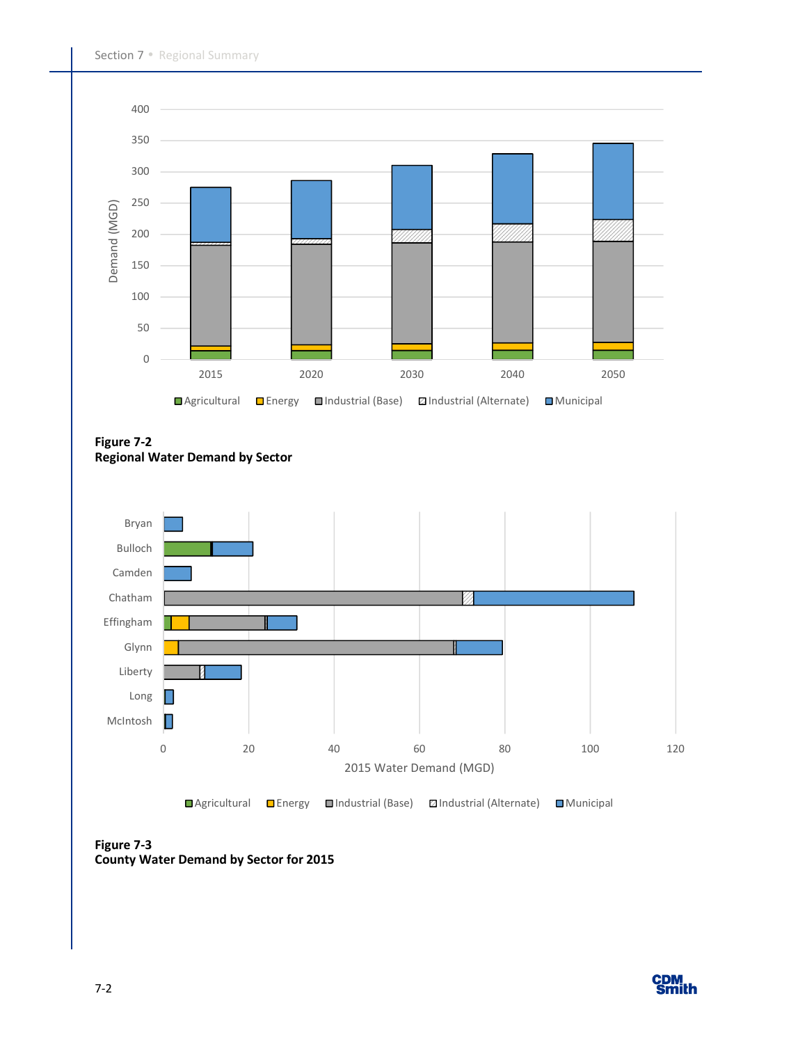**Figure 7-2**
**Regional Water Demand by Sector**

**Figure 7-3**
**County Water Demand by Sector for 2015**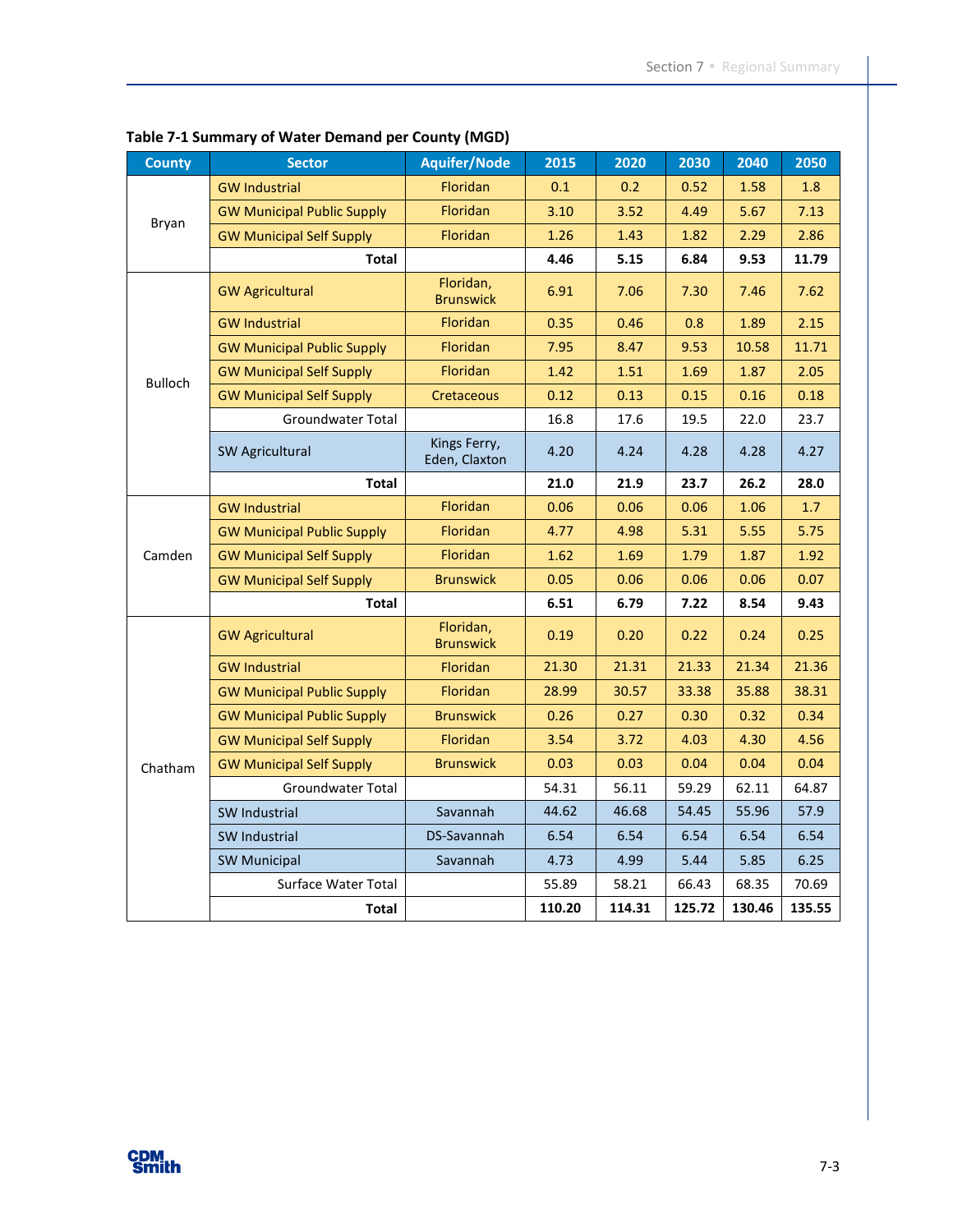**Table 7-1 Summary of Water Demand per County (MGD)**

| County | Sector | Aquifer/Node | 2015 | 2020 | 2030 | 2040 | 2050 |
|---|---|---|---|---|---|---|---|
| Bryan | GW Industrial | Floridan | 0.1 | 0.2 | 0.52 | 1.58 | 1.8 |
| | GW Municipal Public Supply | Floridan | 3.10 | 3.52 | 4.49 | 5.67 | 7.13 |
| | GW Municipal Self Supply | Floridan | 1.26 | 1.43 | 1.82 | 2.29 | 2.86 |
| | **Total** | | **4.46** | **5.15** | **6.84** | **9.53** | **11.79** |
| Bulloch | GW Agricultural | Floridan, Brunswick | 6.91 | 7.06 | 7.30 | 7.46 | 7.62 |
| | GW Industrial | Floridan | 0.35 | 0.46 | 0.8 | 1.89 | 2.15 |
| | GW Municipal Public Supply | Floridan | 7.95 | 8.47 | 9.53 | 10.58 | 11.71 |
| | GW Municipal Self Supply | Floridan | 1.42 | 1.51 | 1.69 | 1.87 | 2.05 |
| | GW Municipal Self Supply | Cretaceous | 0.12 | 0.13 | 0.15 | 0.16 | 0.18 |
| | Groundwater Total | | 16.8 | 17.6 | 19.5 | 22.0 | 23.7 |
| | SW Agricultural | Kings Ferry, Eden, Claxton | 4.20 | 4.24 | 4.28 | 4.28 | 4.27 |
| | **Total** | | **21.0** | **21.9** | **23.7** | **26.2** | **28.0** |
| Camden | GW Industrial | Floridan | 0.06 | 0.06 | 0.06 | 1.06 | 1.7 |
| | GW Municipal Public Supply | Floridan | 4.77 | 4.98 | 5.31 | 5.55 | 5.75 |
| | GW Municipal Self Supply | Floridan | 1.62 | 1.69 | 1.79 | 1.87 | 1.92 |
| | GW Municipal Self Supply | Brunswick | 0.05 | 0.06 | 0.06 | 0.06 | 0.07 |
| | **Total** | | **6.51** | **6.79** | **7.22** | **8.54** | **9.43** |
| Chatham | GW Agricultural | Floridan, Brunswick | 0.19 | 0.20 | 0.22 | 0.24 | 0.25 |
| | GW Industrial | Floridan | 21.30 | 21.31 | 21.33 | 21.34 | 21.36 |
| | GW Municipal Public Supply | Floridan | 28.99 | 30.57 | 33.38 | 35.88 | 38.31 |
| | GW Municipal Public Supply | Brunswick | 0.26 | 0.27 | 0.30 | 0.32 | 0.34 |
| | GW Municipal Self Supply | Floridan | 3.54 | 3.72 | 4.03 | 4.30 | 4.56 |
| | GW Municipal Self Supply | Brunswick | 0.03 | 0.03 | 0.04 | 0.04 | 0.04 |
| | Groundwater Total | | 54.31 | 56.11 | 59.29 | 62.11 | 64.87 |
| | SW Industrial | Savannah | 44.62 | 46.68 | 54.45 | 55.96 | 57.9 |
| | SW Industrial | DS-Savannah | 6.54 | 6.54 | 6.54 | 6.54 | 6.54 |
| | SW Municipal | Savannah | 4.73 | 4.99 | 5.44 | 5.85 | 6.25 |
| | Surface Water Total | | 55.89 | 58.21 | 66.43 | 68.35 | 70.69 |
| | **Total** | | **110.20** | **114.31** | **125.72** | **130.46** | **135.55** |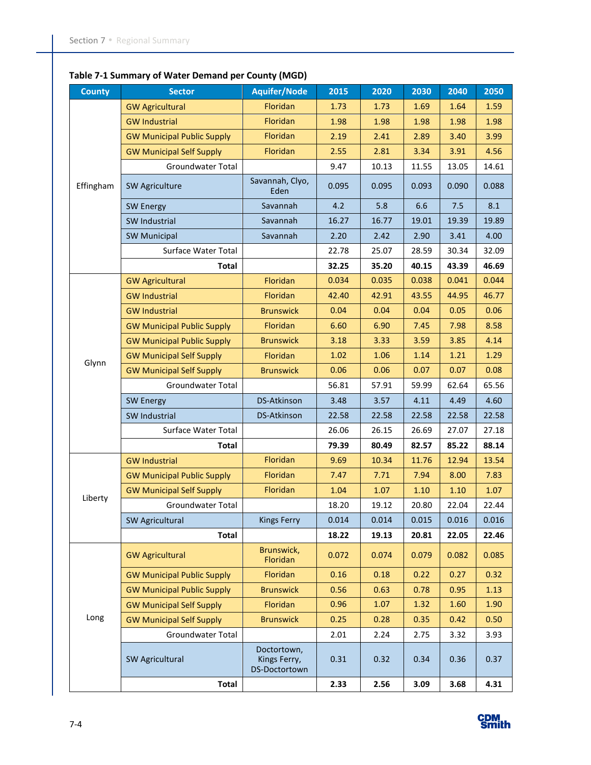**Table 7-1 Summary of Water Demand per County (MGD)**

| County | Sector | Aquifer/Node | 2015 | 2020 | 2030 | 2040 | 2050 |
|---|---|---|---|---|---|---|---|
| Effingham | GW Agricultural | Floridan | 1.73 | 1.73 | 1.69 | 1.64 | 1.59 |
| | GW Industrial | Floridan | 1.98 | 1.98 | 1.98 | 1.98 | 1.98 |
| | GW Municipal Public Supply | Floridan | 2.19 | 2.41 | 2.89 | 3.40 | 3.99 |
| | GW Municipal Self Supply | Floridan | 2.55 | 2.81 | 3.34 | 3.91 | 4.56 |
| | Groundwater Total | | 9.47 | 10.13 | 11.55 | 13.05 | 14.61 |
| | SW Agriculture | Savannah, Clyo, Eden | 0.095 | 0.095 | 0.093 | 0.090 | 0.088 |
| | SW Energy | Savannah | 4.2 | 5.8 | 6.6 | 7.5 | 8.1 |
| | SW Industrial | Savannah | 16.27 | 16.77 | 19.01 | 19.39 | 19.89 |
| | SW Municipal | Savannah | 2.20 | 2.42 | 2.90 | 3.41 | 4.00 |
| | Surface Water Total | | 22.78 | 25.07 | 28.59 | 30.34 | 32.09 |
| | **Total** | | **32.25** | **35.20** | **40.15** | **43.39** | **46.69** |
| Glynn | GW Agricultural | Floridan | 0.034 | 0.035 | 0.038 | 0.041 | 0.044 |
| | GW Industrial | Floridan | 42.40 | 42.91 | 43.55 | 44.95 | 46.77 |
| | GW Industrial | Brunswick | 0.04 | 0.04 | 0.04 | 0.05 | 0.06 |
| | GW Municipal Public Supply | Floridan | 6.60 | 6.90 | 7.45 | 7.98 | 8.58 |
| | GW Municipal Public Supply | Brunswick | 3.18 | 3.33 | 3.59 | 3.85 | 4.14 |
| | GW Municipal Self Supply | Floridan | 1.02 | 1.06 | 1.14 | 1.21 | 1.29 |
| | GW Municipal Self Supply | Brunswick | 0.06 | 0.06 | 0.07 | 0.07 | 0.08 |
| | Groundwater Total | | 56.81 | 57.91 | 59.99 | 62.64 | 65.56 |
| | SW Energy | DS-Atkinson | 3.48 | 3.57 | 4.11 | 4.49 | 4.60 |
| | SW Industrial | DS-Atkinson | 22.58 | 22.58 | 22.58 | 22.58 | 22.58 |
| | Surface Water Total | | 26.06 | 26.15 | 26.69 | 27.07 | 27.18 |
| | **Total** | | **79.39** | **80.49** | **82.57** | **85.22** | **88.14** |
| Liberty | GW Industrial | Floridan | 9.69 | 10.34 | 11.76 | 12.94 | 13.54 |
| | GW Municipal Public Supply | Floridan | 7.47 | 7.71 | 7.94 | 8.00 | 7.83 |
| | GW Municipal Self Supply | Floridan | 1.04 | 1.07 | 1.10 | 1.10 | 1.07 |
| | Groundwater Total | | 18.20 | 19.12 | 20.80 | 22.04 | 22.44 |
| | SW Agricultural | Kings Ferry | 0.014 | 0.014 | 0.015 | 0.016 | 0.016 |
| | **Total** | | **18.22** | **19.13** | **20.81** | **22.05** | **22.46** |
| Long | GW Agricultural | Brunswick, Floridan | 0.072 | 0.074 | 0.079 | 0.082 | 0.085 |
| | GW Municipal Public Supply | Floridan | 0.16 | 0.18 | 0.22 | 0.27 | 0.32 |
| | GW Municipal Public Supply | Brunswick | 0.56 | 0.63 | 0.78 | 0.95 | 1.13 |
| | GW Municipal Self Supply | Floridan | 0.96 | 1.07 | 1.32 | 1.60 | 1.90 |
| | GW Municipal Self Supply | Brunswick | 0.25 | 0.28 | 0.35 | 0.42 | 0.50 |
| | Groundwater Total | | 2.01 | 2.24 | 2.75 | 3.32 | 3.93 |
| | SW Agricultural | Doctortown, Kings Ferry, DS-Doctortown | 0.31 | 0.32 | 0.34 | 0.36 | 0.37 |
| | **Total** | | **2.33** | **2.56** | **3.09** | **3.68** | **4.31** |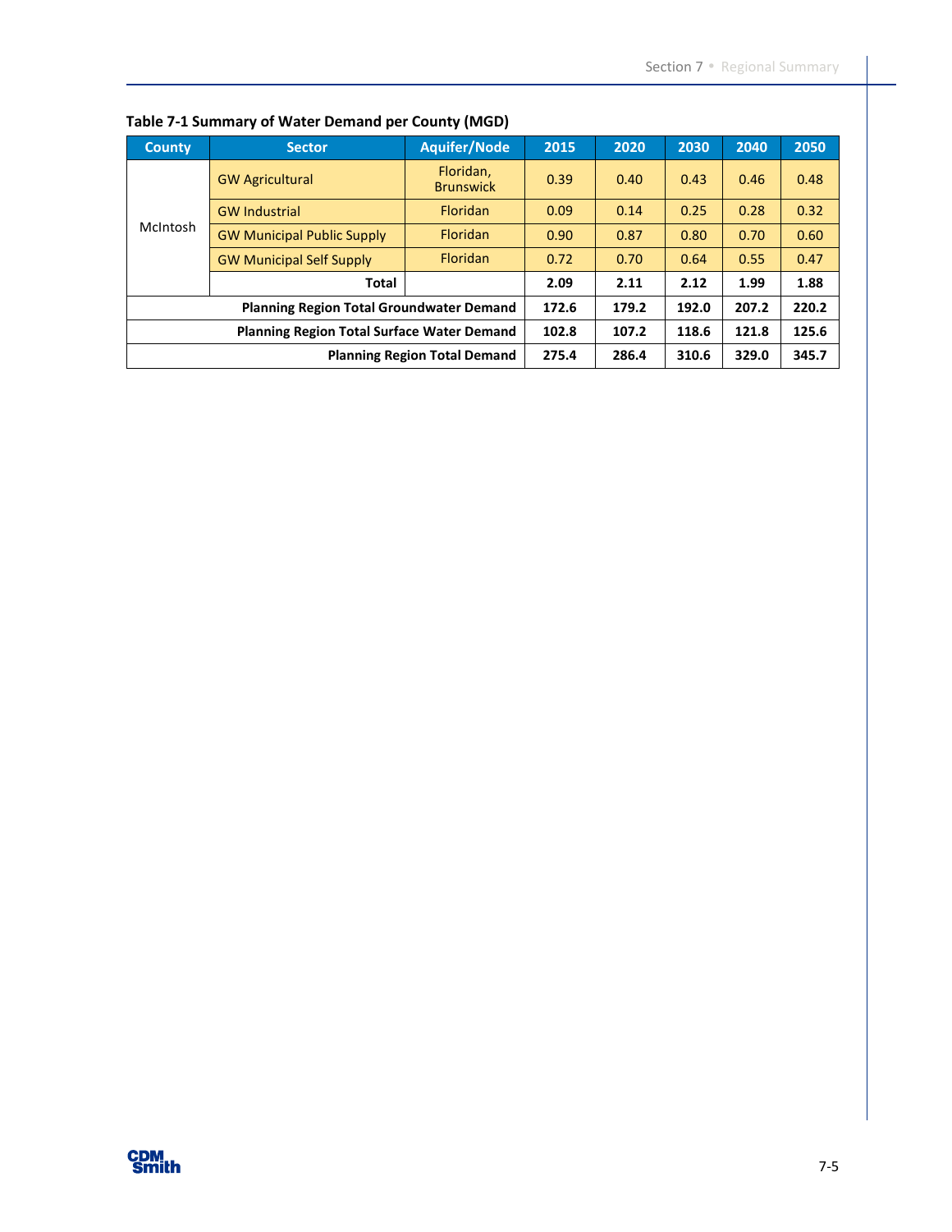**Table 7-1 Summary of Water Demand per County (MGD)**

| County | Sector | Aquifer/Node | 2015 | 2020 | 2030 | 2040 | 2050 |
|---|---|---|---|---|---|---|---|
| McIntosh | GW Agricultural | Floridan, Brunswick | 0.39 | 0.40 | 0.43 | 0.46 | 0.48 |
| | GW Industrial | Floridan | 0.09 | 0.14 | 0.25 | 0.28 | 0.32 |
| | GW Municipal Public Supply | Floridan | 0.90 | 0.87 | 0.80 | 0.70 | 0.60 |
| | GW Municipal Self Supply | Floridan | 0.72 | 0.70 | 0.64 | 0.55 | 0.47 |
| | **Total** | | **2.09** | **2.11** | **2.12** | **1.99** | **1.88** |
| **Planning Region Total Groundwater Demand** | | | **172.6** | **179.2** | **192.0** | **207.2** | **220.2** |
| **Planning Region Total Surface Water Demand** | | | **102.8** | **107.2** | **118.6** | **121.8** | **125.6** |
| **Planning Region Total Demand** | | | **275.4** | **286.4** | **310.6** | **329.0** | **345.7** |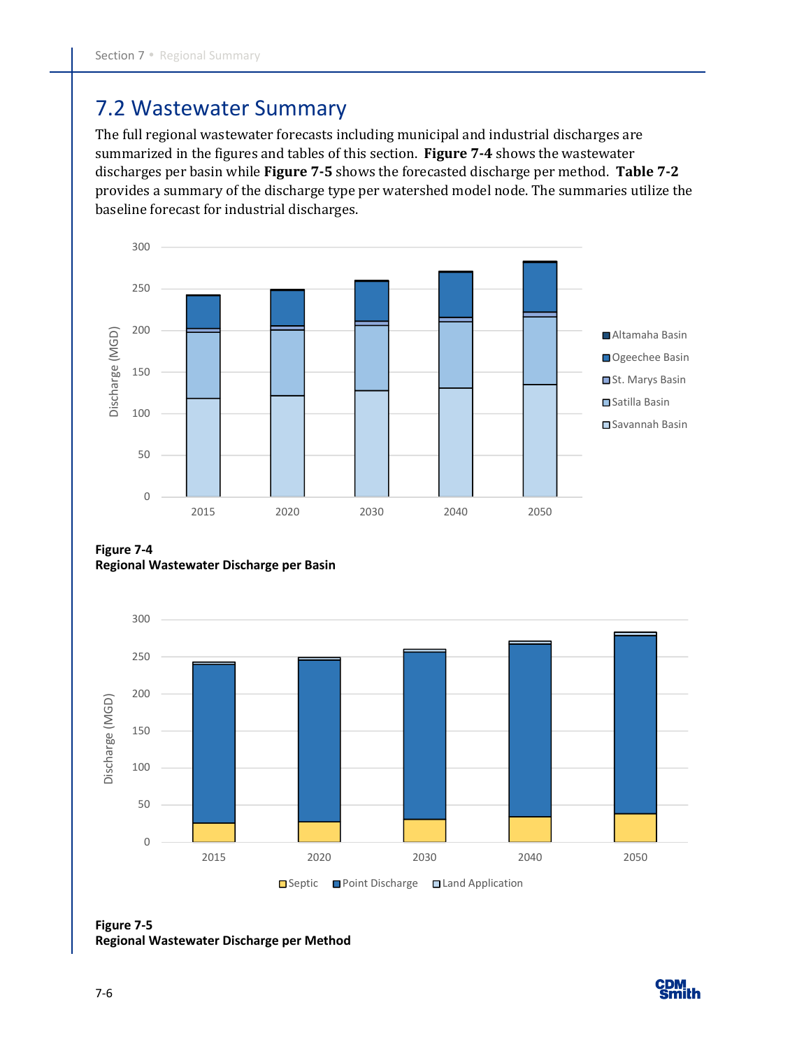## 7.2 Wastewater Summary

The full regional wastewater forecasts including municipal and industrial discharges are summarized in the figures and tables of this section. **Figure 7-4** shows the wastewater discharges per basin while **Figure 7-5** shows the forecasted discharge per method. **Table 7-2** provides a summary of the discharge type per watershed model node. The summaries utilize the baseline forecast for industrial discharges.

**Figure 7-4**
**Regional Wastewater Discharge per Basin**

**Figure 7-5**
**Regional Wastewater Discharge per Method**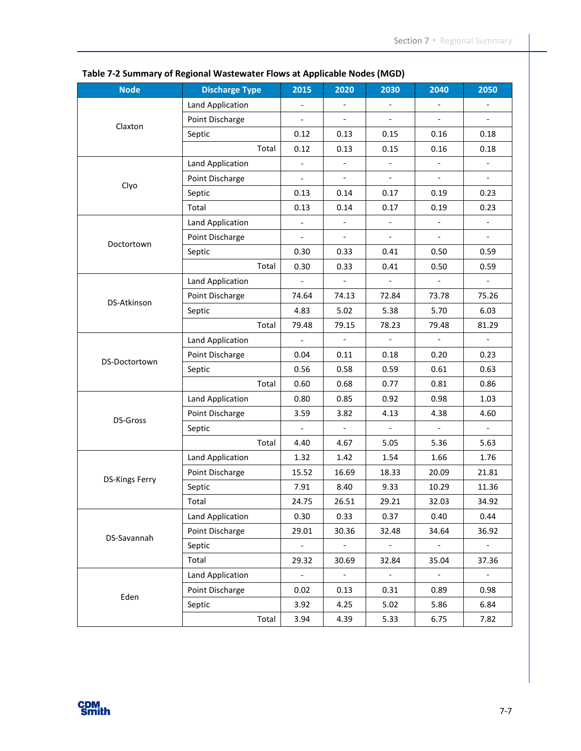**Table 7-2 Summary of Regional Wastewater Flows at Applicable Nodes (MGD)**

| Node | Discharge Type | 2015 | 2020 | 2030 | 2040 | 2050 |
|---|---|---|---|---|---|---|
| Claxton | Land Application | - | - | - | - | - |
| | Point Discharge | - | - | - | - | - |
| | Septic | 0.12 | 0.13 | 0.15 | 0.16 | 0.18 |
| | Total | 0.12 | 0.13 | 0.15 | 0.16 | 0.18 |
| Clyo | Land Application | - | - | - | - | - |
| | Point Discharge | - | - | - | - | - |
| | Septic | 0.13 | 0.14 | 0.17 | 0.19 | 0.23 |
| | Total | 0.13 | 0.14 | 0.17 | 0.19 | 0.23 |
| Doctortown | Land Application | - | - | - | - | - |
| | Point Discharge | - | - | - | - | - |
| | Septic | 0.30 | 0.33 | 0.41 | 0.50 | 0.59 |
| | Total | 0.30 | 0.33 | 0.41 | 0.50 | 0.59 |
| DS-Atkinson | Land Application | - | - | - | - | - |
| | Point Discharge | 74.64 | 74.13 | 72.84 | 73.78 | 75.26 |
| | Septic | 4.83 | 5.02 | 5.38 | 5.70 | 6.03 |
| | Total | 79.48 | 79.15 | 78.23 | 79.48 | 81.29 |
| DS-Doctortown | Land Application | - | - | - | - | - |
| | Point Discharge | 0.04 | 0.11 | 0.18 | 0.20 | 0.23 |
| | Septic | 0.56 | 0.58 | 0.59 | 0.61 | 0.63 |
| | Total | 0.60 | 0.68 | 0.77 | 0.81 | 0.86 |
| DS-Gross | Land Application | 0.80 | 0.85 | 0.92 | 0.98 | 1.03 |
| | Point Discharge | 3.59 | 3.82 | 4.13 | 4.38 | 4.60 |
| | Septic | - | - | - | - | - |
| | Total | 4.40 | 4.67 | 5.05 | 5.36 | 5.63 |
| DS-Kings Ferry | Land Application | 1.32 | 1.42 | 1.54 | 1.66 | 1.76 |
| | Point Discharge | 15.52 | 16.69 | 18.33 | 20.09 | 21.81 |
| | Septic | 7.91 | 8.40 | 9.33 | 10.29 | 11.36 |
| | Total | 24.75 | 26.51 | 29.21 | 32.03 | 34.92 |
| DS-Savannah | Land Application | 0.30 | 0.33 | 0.37 | 0.40 | 0.44 |
| | Point Discharge | 29.01 | 30.36 | 32.48 | 34.64 | 36.92 |
| | Septic | - | - | - | - | - |
| | Total | 29.32 | 30.69 | 32.84 | 35.04 | 37.36 |
| Eden | Land Application | - | - | - | - | - |
| | Point Discharge | 0.02 | 0.13 | 0.31 | 0.89 | 0.98 |
| | Septic | 3.92 | 4.25 | 5.02 | 5.86 | 6.84 |
| | Total | 3.94 | 4.39 | 5.33 | 6.75 | 7.82 |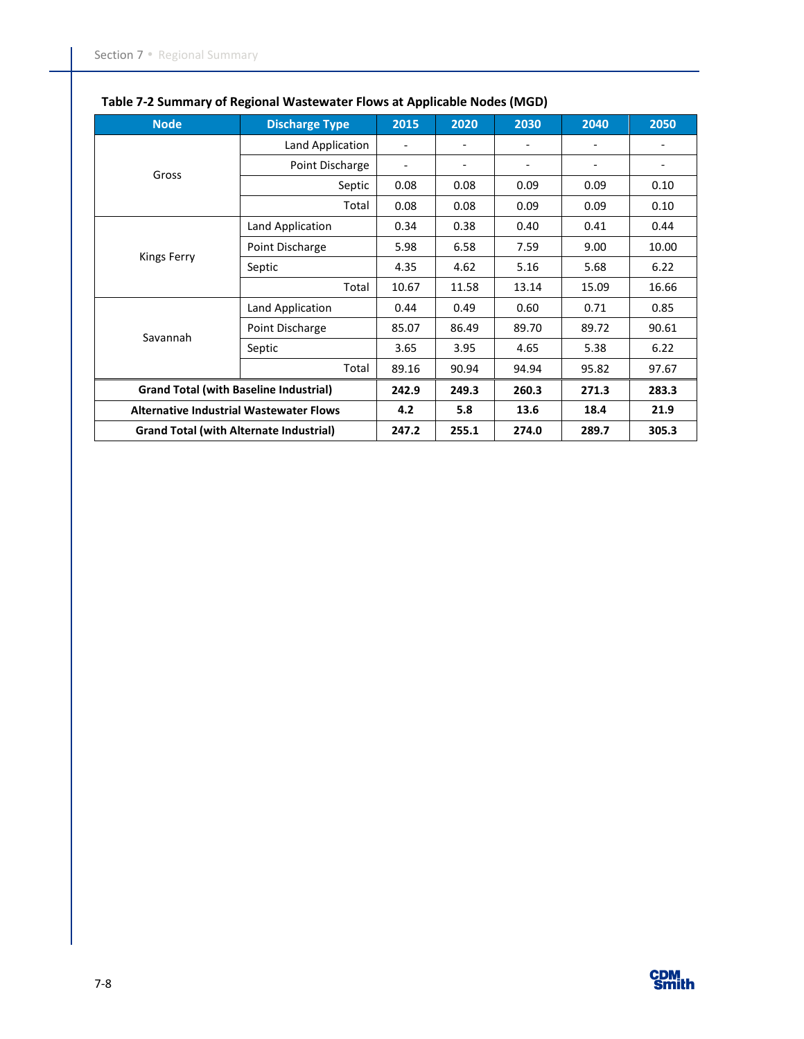**Table 7-2 Summary of Regional Wastewater Flows at Applicable Nodes (MGD)**

| Node | Discharge Type | 2015 | 2020 | 2030 | 2040 | 2050 |
|---|---|---|---|---|---|---|
| Gross | Land Application | - | - | - | - | - |
| | Point Discharge | - | - | - | - | - |
| | Septic | 0.08 | 0.08 | 0.09 | 0.09 | 0.10 |
| | Total | 0.08 | 0.08 | 0.09 | 0.09 | 0.10 |
| Kings Ferry | Land Application | 0.34 | 0.38 | 0.40 | 0.41 | 0.44 |
| | Point Discharge | 5.98 | 6.58 | 7.59 | 9.00 | 10.00 |
| | Septic | 4.35 | 4.62 | 5.16 | 5.68 | 6.22 |
| | Total | 10.67 | 11.58 | 13.14 | 15.09 | 16.66 |
| Savannah | Land Application | 0.44 | 0.49 | 0.60 | 0.71 | 0.85 |
| | Point Discharge | 85.07 | 86.49 | 89.70 | 89.72 | 90.61 |
| | Septic | 3.65 | 3.95 | 4.65 | 5.38 | 6.22 |
| | Total | 89.16 | 90.94 | 94.94 | 95.82 | 97.67 |
| **Grand Total (with Baseline Industrial)** | | **242.9** | **249.3** | **260.3** | **271.3** | **283.3** |
| **Alternative Industrial Wastewater Flows** | | **4.2** | **5.8** | **13.6** | **18.4** | **21.9** |
| **Grand Total (with Alternate Industrial)** | | **247.2** | **255.1** | **274.0** | **289.7** | **305.3** |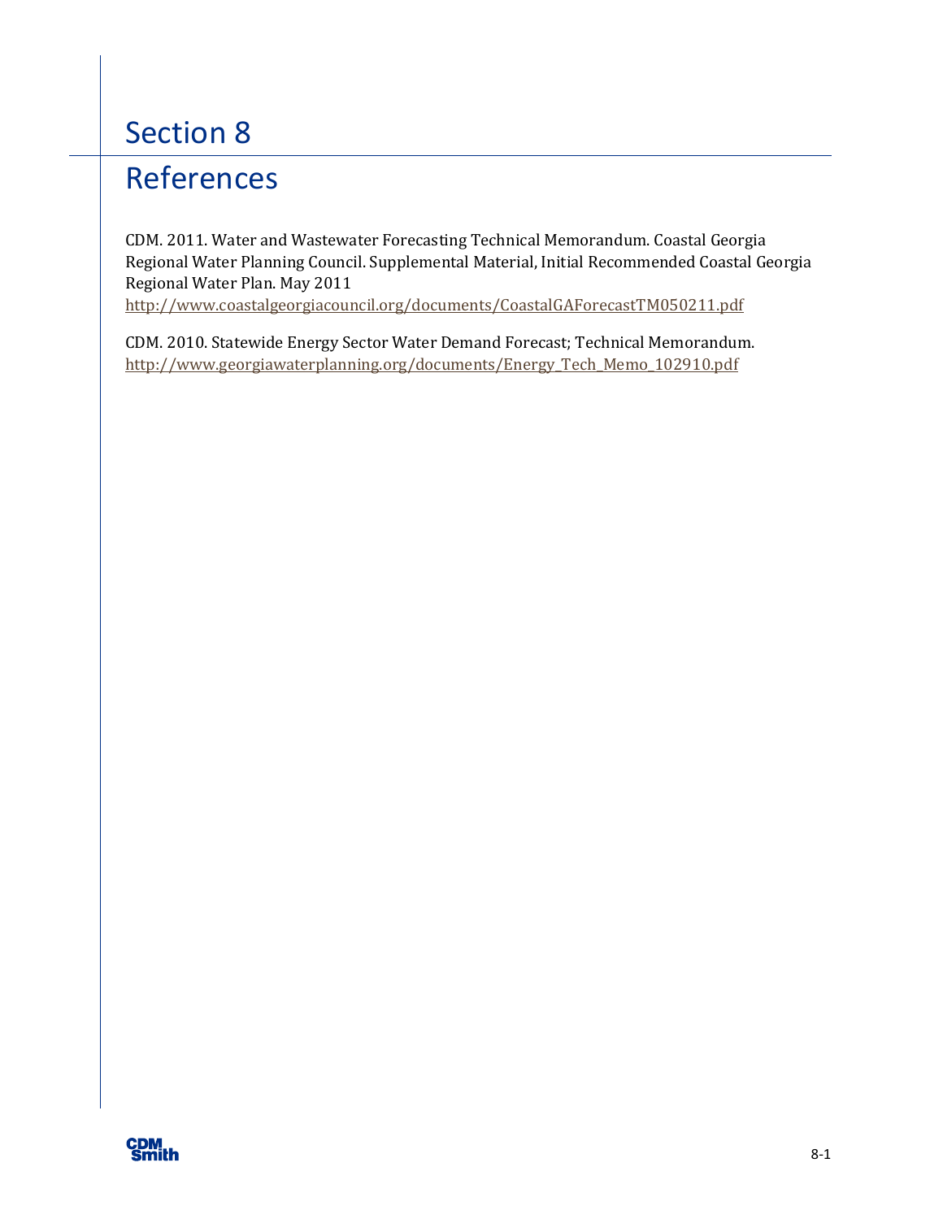# Section 8

# References

CDM. 2011. Water and Wastewater Forecasting Technical Memorandum. Coastal Georgia Regional Water Planning Council. Supplemental Material, Initial Recommended Coastal Georgia Regional Water Plan. May 2011 http://www.coastalgeorgiacouncil.org/documents/CoastalGAForecastTM050211.pdf

CDM. 2010. Statewide Energy Sector Water Demand Forecast; Technical Memorandum. http://www.georgiawaterplanning.org/documents/Energy_Tech_Memo_102910.pdf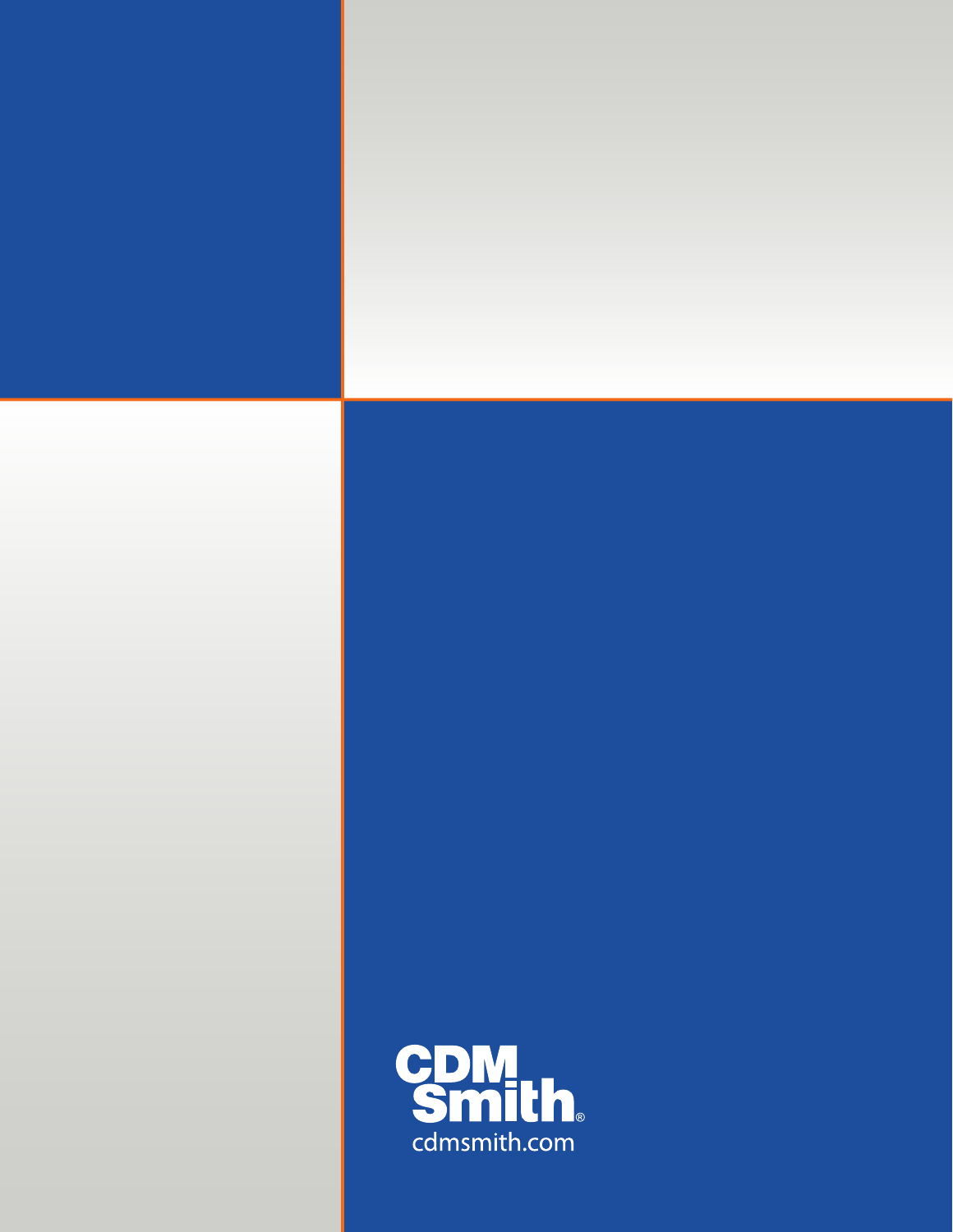CDM Smith®

cdmsmith.com